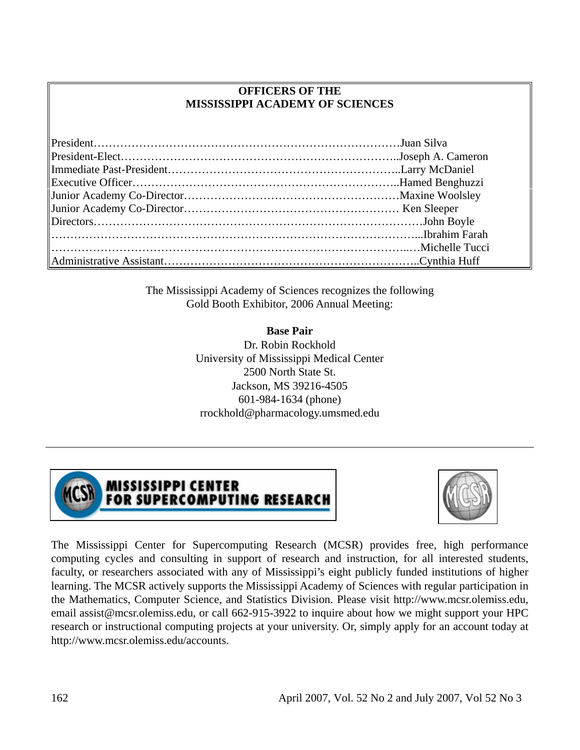**OFFICERS OF THE MISSISSIPPI ACADEMY OF SCIENCES**

| | |
|---|---|
| President | Juan Silva |
| President-Elect | Joseph A. Cameron |
| Immediate Past-President | Larry McDaniel |
| Executive Officer | Hamed Benghuzzi |
| Junior Academy Co-Director | Maxine Woolsley |
| Junior Academy Co-Director | Ken Sleeper |
| Directors | John Boyle |
| | Ibrahim Farah |
| | Michelle Tucci |
| Administrative Assistant | Cynthia Huff |

The Mississippi Academy of Sciences recognizes the following Gold Booth Exhibitor, 2006 Annual Meeting:

**Base Pair**
Dr. Robin Rockhold
University of Mississippi Medical Center
2500 North State St.
Jackson, MS 39216-4505
601-984-1634 (phone)
rrockhold@pharmacology.umsmed.edu

---

**MISSISSIPPI CENTER FOR SUPERCOMPUTING RESEARCH**

The Mississippi Center for Supercomputing Research (MCSR) provides free, high performance computing cycles and consulting in support of research and instruction, for all interested students, faculty, or researchers associated with any of Mississippi's eight publicly funded institutions of higher learning. The MCSR actively supports the Mississippi Academy of Sciences with regular participation in the Mathematics, Computer Science, and Statistics Division. Please visit http://www.mcsr.olemiss.edu, email assist@mcsr.olemiss.edu, or call 662-915-3922 to inquire about how we might support your HPC research or instructional computing projects at your university. Or, simply apply for an account today at http://www.mcsr.olemiss.edu/accounts.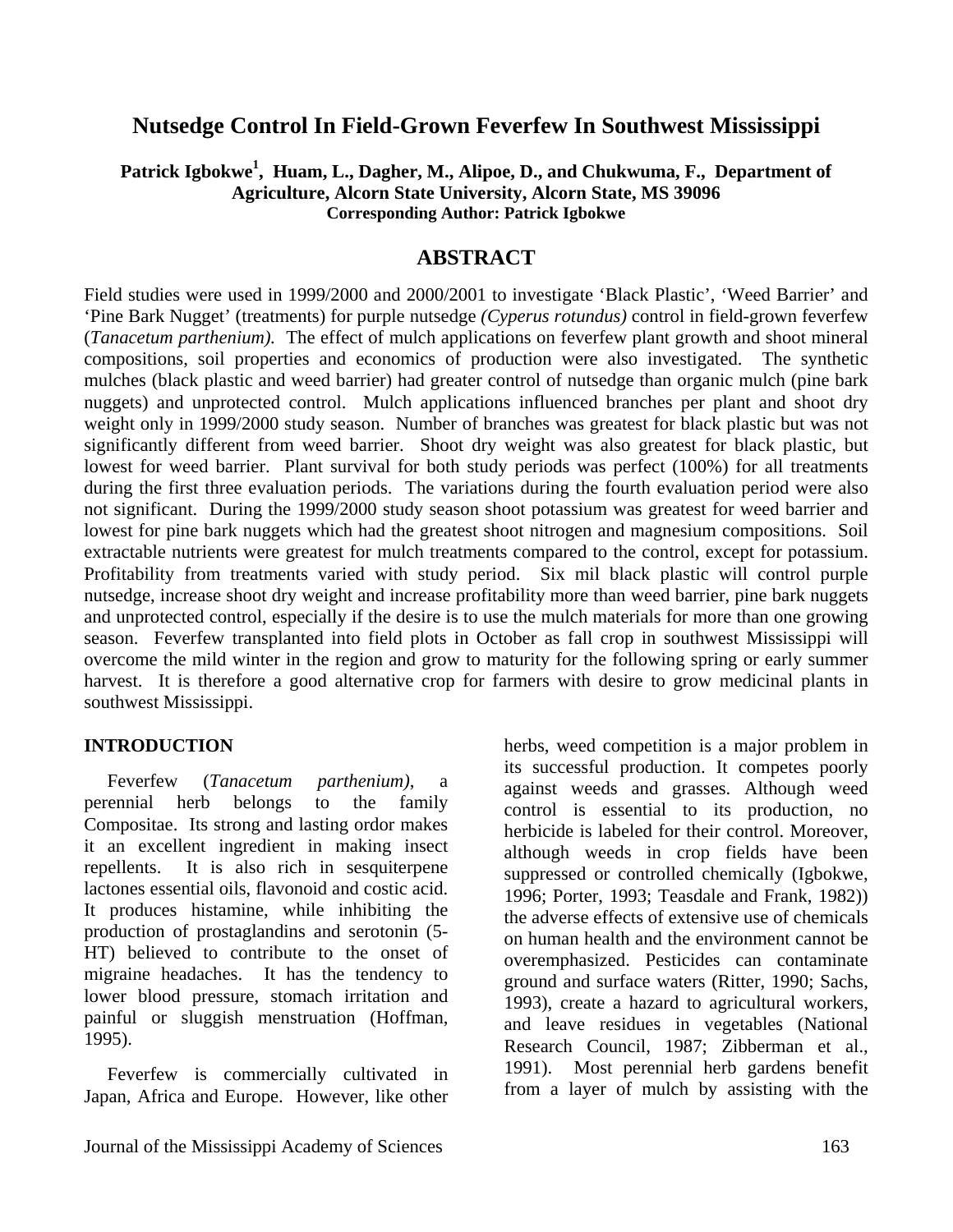# Nutsedge Control In Field-Grown Feverfew In Southwest Mississippi

**Patrick Igbokwe[1], Huam, L., Dagher, M., Alipoe, D., and Chukwuma, F., Department of Agriculture, Alcorn State University, Alcorn State, MS 39096**
**Corresponding Author: Patrick Igbokwe**

## ABSTRACT

Field studies were used in 1999/2000 and 2000/2001 to investigate 'Black Plastic', 'Weed Barrier' and 'Pine Bark Nugget' (treatments) for purple nutsedge *(Cyperus rotundus)* control in field-grown feverfew (*Tanacetum parthenium).* The effect of mulch applications on feverfew plant growth and shoot mineral compositions, soil properties and economics of production were also investigated. The synthetic mulches (black plastic and weed barrier) had greater control of nutsedge than organic mulch (pine bark nuggets) and unprotected control. Mulch applications influenced branches per plant and shoot dry weight only in 1999/2000 study season. Number of branches was greatest for black plastic but was not significantly different from weed barrier. Shoot dry weight was also greatest for black plastic, but lowest for weed barrier. Plant survival for both study periods was perfect (100%) for all treatments during the first three evaluation periods. The variations during the fourth evaluation period were also not significant. During the 1999/2000 study season shoot potassium was greatest for weed barrier and lowest for pine bark nuggets which had the greatest shoot nitrogen and magnesium compositions. Soil extractable nutrients were greatest for mulch treatments compared to the control, except for potassium. Profitability from treatments varied with study period. Six mil black plastic will control purple nutsedge, increase shoot dry weight and increase profitability more than weed barrier, pine bark nuggets and unprotected control, especially if the desire is to use the mulch materials for more than one growing season. Feverfew transplanted into field plots in October as fall crop in southwest Mississippi will overcome the mild winter in the region and grow to maturity for the following spring or early summer harvest. It is therefore a good alternative crop for farmers with desire to grow medicinal plants in southwest Mississippi.

### INTRODUCTION

Feverfew (*Tanacetum parthenium)*, a perennial herb belongs to the family Compositae. Its strong and lasting ordor makes it an excellent ingredient in making insect repellents. It is also rich in sesquiterpene lactones essential oils, flavonoid and costic acid. It produces histamine, while inhibiting the production of prostaglandins and serotonin (5-HT) believed to contribute to the onset of migraine headaches. It has the tendency to lower blood pressure, stomach irritation and painful or sluggish menstruation (Hoffman, 1995).

Feverfew is commercially cultivated in Japan, Africa and Europe. However, like other herbs, weed competition is a major problem in its successful production. It competes poorly against weeds and grasses. Although weed control is essential to its production, no herbicide is labeled for their control. Moreover, although weeds in crop fields have been suppressed or controlled chemically (Igbokwe, 1996; Porter, 1993; Teasdale and Frank, 1982)) the adverse effects of extensive use of chemicals on human health and the environment cannot be overemphasized. Pesticides can contaminate ground and surface waters (Ritter, 1990; Sachs, 1993), create a hazard to agricultural workers, and leave residues in vegetables (National Research Council, 1987; Zibberman et al., 1991). Most perennial herb gardens benefit from a layer of mulch by assisting with the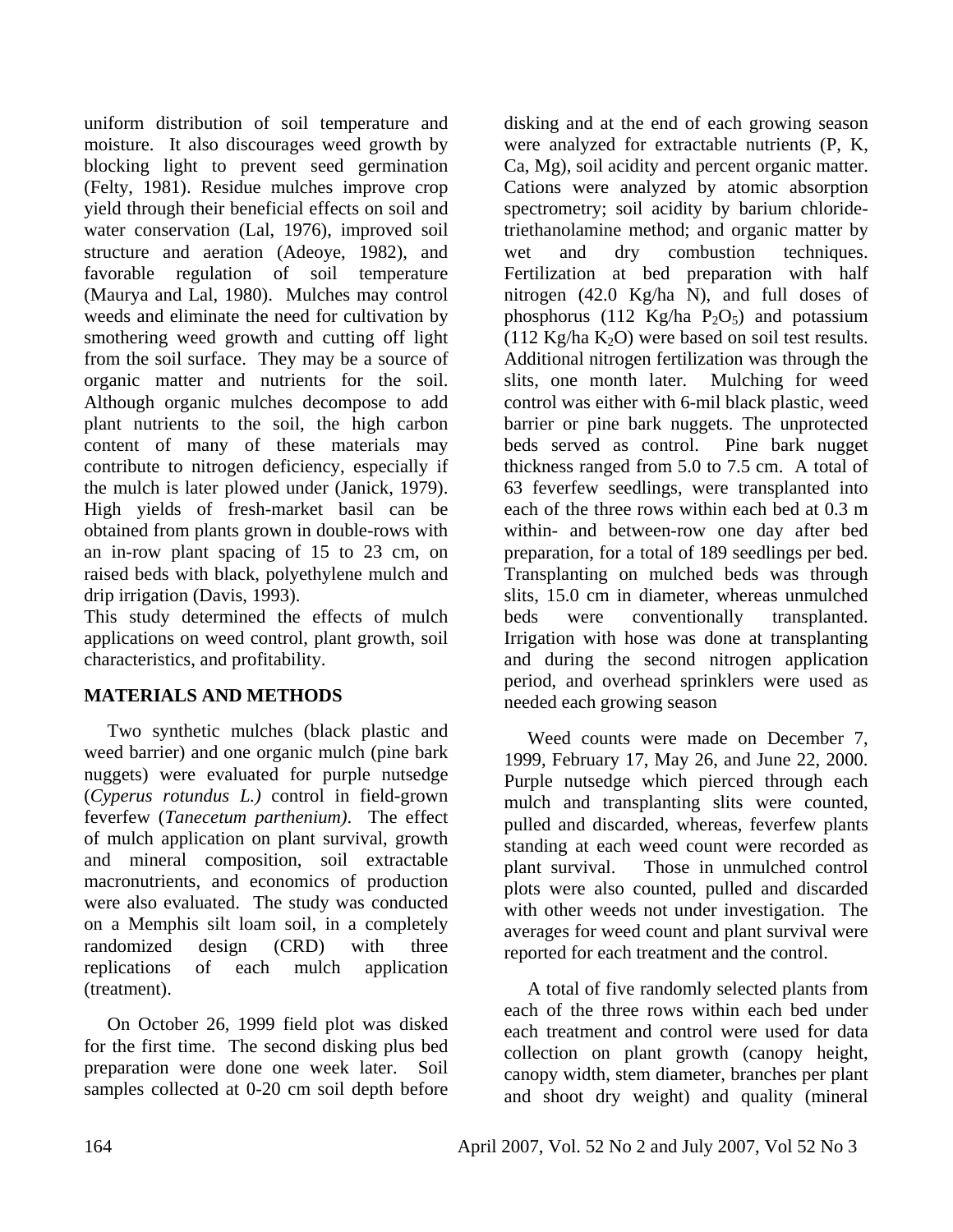uniform distribution of soil temperature and moisture. It also discourages weed growth by blocking light to prevent seed germination (Felty, 1981). Residue mulches improve crop yield through their beneficial effects on soil and water conservation (Lal, 1976), improved soil structure and aeration (Adeoye, 1982), and favorable regulation of soil temperature (Maurya and Lal, 1980). Mulches may control weeds and eliminate the need for cultivation by smothering weed growth and cutting off light from the soil surface. They may be a source of organic matter and nutrients for the soil. Although organic mulches decompose to add plant nutrients to the soil, the high carbon content of many of these materials may contribute to nitrogen deficiency, especially if the mulch is later plowed under (Janick, 1979). High yields of fresh-market basil can be obtained from plants grown in double-rows with an in-row plant spacing of 15 to 23 cm, on raised beds with black, polyethylene mulch and drip irrigation (Davis, 1993).

This study determined the effects of mulch applications on weed control, plant growth, soil characteristics, and profitability.

## MATERIALS AND METHODS

Two synthetic mulches (black plastic and weed barrier) and one organic mulch (pine bark nuggets) were evaluated for purple nutsedge (*Cyperus rotundus L.)* control in field-grown feverfew (*Tanecetum parthenium)*. The effect of mulch application on plant survival, growth and mineral composition, soil extractable macronutrients, and economics of production were also evaluated. The study was conducted on a Memphis silt loam soil, in a completely randomized design (CRD) with three replications of each mulch application (treatment).

On October 26, 1999 field plot was disked for the first time. The second disking plus bed preparation were done one week later. Soil samples collected at 0-20 cm soil depth before disking and at the end of each growing season were analyzed for extractable nutrients (P, K, Ca, Mg), soil acidity and percent organic matter. Cations were analyzed by atomic absorption spectrometry; soil acidity by barium chloride-triethanolamine method; and organic matter by wet and dry combustion techniques. Fertilization at bed preparation with half nitrogen (42.0 Kg/ha N), and full doses of phosphorus (112 Kg/ha $P_2O_5$) and potassium (112 Kg/ha $K_2O$) were based on soil test results. Additional nitrogen fertilization was through the slits, one month later. Mulching for weed control was either with 6-mil black plastic, weed barrier or pine bark nuggets. The unprotected beds served as control. Pine bark nugget thickness ranged from 5.0 to 7.5 cm. A total of 63 feverfew seedlings, were transplanted into each of the three rows within each bed at 0.3 m within- and between-row one day after bed preparation, for a total of 189 seedlings per bed. Transplanting on mulched beds was through slits, 15.0 cm in diameter, whereas unmulched beds were conventionally transplanted. Irrigation with hose was done at transplanting and during the second nitrogen application period, and overhead sprinklers were used as needed each growing season

Weed counts were made on December 7, 1999, February 17, May 26, and June 22, 2000. Purple nutsedge which pierced through each mulch and transplanting slits were counted, pulled and discarded, whereas, feverfew plants standing at each weed count were recorded as plant survival. Those in unmulched control plots were also counted, pulled and discarded with other weeds not under investigation. The averages for weed count and plant survival were reported for each treatment and the control.

A total of five randomly selected plants from each of the three rows within each bed under each treatment and control were used for data collection on plant growth (canopy height, canopy width, stem diameter, branches per plant and shoot dry weight) and quality (mineral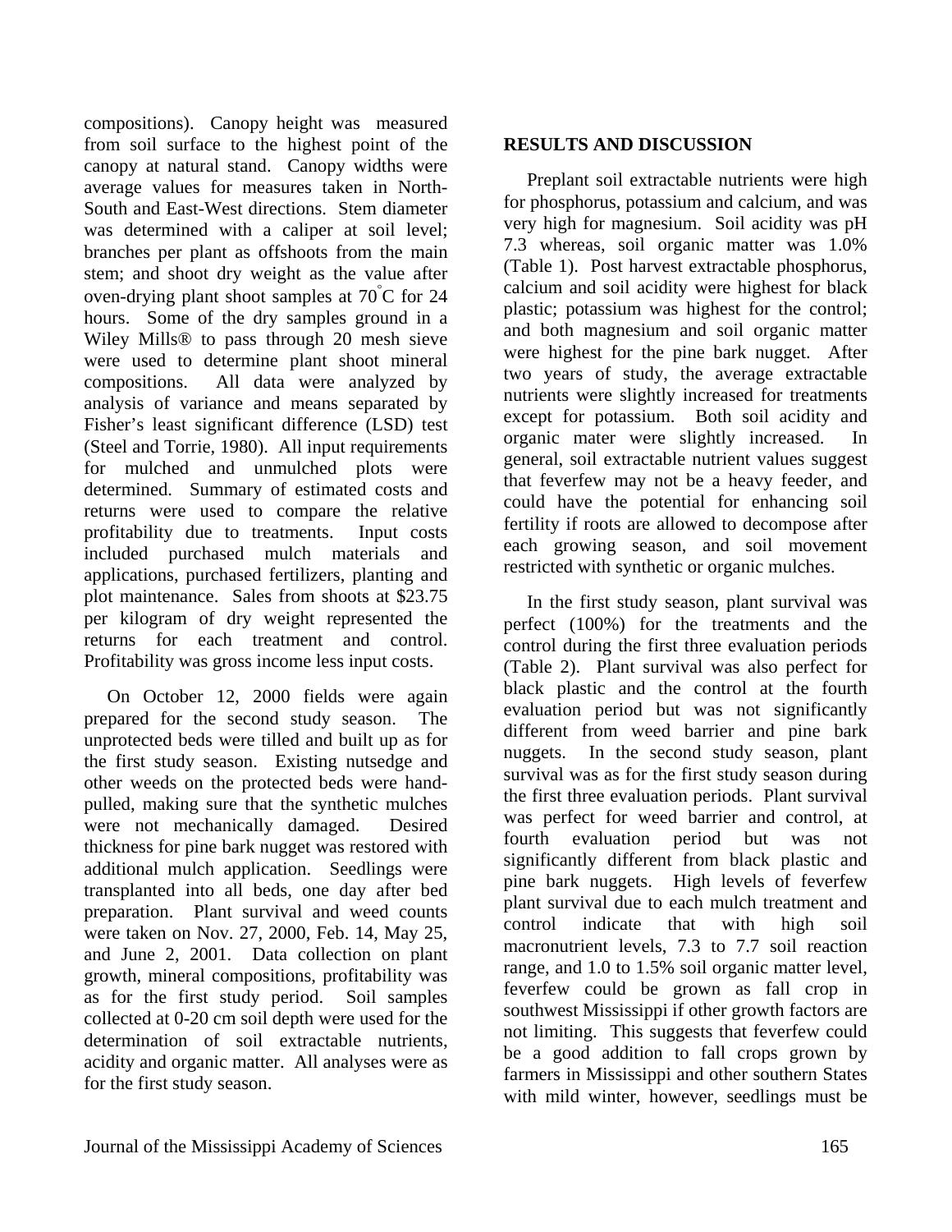compositions). Canopy height was measured from soil surface to the highest point of the canopy at natural stand. Canopy widths were average values for measures taken in North-South and East-West directions. Stem diameter was determined with a caliper at soil level; branches per plant as offshoots from the main stem; and shoot dry weight as the value after oven-drying plant shoot samples at 70°C for 24 hours. Some of the dry samples ground in a Wiley Mills® to pass through 20 mesh sieve were used to determine plant shoot mineral compositions. All data were analyzed by analysis of variance and means separated by Fisher's least significant difference (LSD) test (Steel and Torrie, 1980). All input requirements for mulched and unmulched plots were determined. Summary of estimated costs and returns were used to compare the relative profitability due to treatments. Input costs included purchased mulch materials and applications, purchased fertilizers, planting and plot maintenance. Sales from shoots at $23.75 per kilogram of dry weight represented the returns for each treatment and control. Profitability was gross income less input costs.

On October 12, 2000 fields were again prepared for the second study season. The unprotected beds were tilled and built up as for the first study season. Existing nutsedge and other weeds on the protected beds were hand-pulled, making sure that the synthetic mulches were not mechanically damaged. Desired thickness for pine bark nugget was restored with additional mulch application. Seedlings were transplanted into all beds, one day after bed preparation. Plant survival and weed counts were taken on Nov. 27, 2000, Feb. 14, May 25, and June 2, 2001. Data collection on plant growth, mineral compositions, profitability was as for the first study period. Soil samples collected at 0-20 cm soil depth were used for the determination of soil extractable nutrients, acidity and organic matter. All analyses were as for the first study season.

## RESULTS AND DISCUSSION

Preplant soil extractable nutrients were high for phosphorus, potassium and calcium, and was very high for magnesium. Soil acidity was pH 7.3 whereas, soil organic matter was 1.0% (Table 1). Post harvest extractable phosphorus, calcium and soil acidity were highest for black plastic; potassium was highest for the control; and both magnesium and soil organic matter were highest for the pine bark nugget. After two years of study, the average extractable nutrients were slightly increased for treatments except for potassium. Both soil acidity and organic mater were slightly increased. In general, soil extractable nutrient values suggest that feverfew may not be a heavy feeder, and could have the potential for enhancing soil fertility if roots are allowed to decompose after each growing season, and soil movement restricted with synthetic or organic mulches.

In the first study season, plant survival was perfect (100%) for the treatments and the control during the first three evaluation periods (Table 2). Plant survival was also perfect for black plastic and the control at the fourth evaluation period but was not significantly different from weed barrier and pine bark nuggets. In the second study season, plant survival was as for the first study season during the first three evaluation periods. Plant survival was perfect for weed barrier and control, at fourth evaluation period but was not significantly different from black plastic and pine bark nuggets. High levels of feverfew plant survival due to each mulch treatment and control indicate that with high soil macronutrient levels, 7.3 to 7.7 soil reaction range, and 1.0 to 1.5% soil organic matter level, feverfew could be grown as fall crop in southwest Mississippi if other growth factors are not limiting. This suggests that feverfew could be a good addition to fall crops grown by farmers in Mississippi and other southern States with mild winter, however, seedlings must be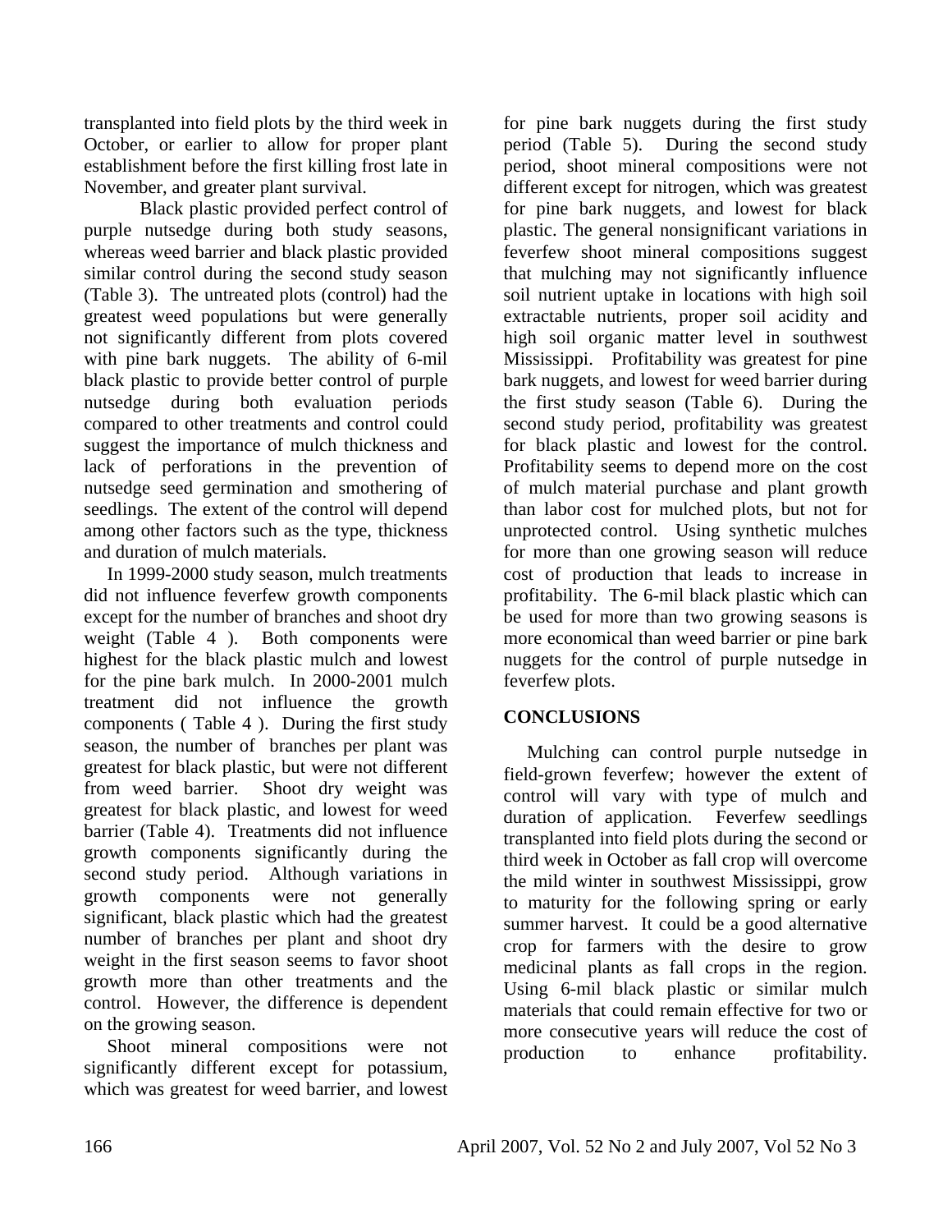transplanted into field plots by the third week in October, or earlier to allow for proper plant establishment before the first killing frost late in November, and greater plant survival.

Black plastic provided perfect control of purple nutsedge during both study seasons, whereas weed barrier and black plastic provided similar control during the second study season (Table 3). The untreated plots (control) had the greatest weed populations but were generally not significantly different from plots covered with pine bark nuggets. The ability of 6-mil black plastic to provide better control of purple nutsedge during both evaluation periods compared to other treatments and control could suggest the importance of mulch thickness and lack of perforations in the prevention of nutsedge seed germination and smothering of seedlings. The extent of the control will depend among other factors such as the type, thickness and duration of mulch materials.

In 1999-2000 study season, mulch treatments did not influence feverfew growth components except for the number of branches and shoot dry weight (Table 4 ). Both components were highest for the black plastic mulch and lowest for the pine bark mulch. In 2000-2001 mulch treatment did not influence the growth components ( Table 4 ). During the first study season, the number of branches per plant was greatest for black plastic, but were not different from weed barrier. Shoot dry weight was greatest for black plastic, and lowest for weed barrier (Table 4). Treatments did not influence growth components significantly during the second study period. Although variations in growth components were not generally significant, black plastic which had the greatest number of branches per plant and shoot dry weight in the first season seems to favor shoot growth more than other treatments and the control. However, the difference is dependent on the growing season.

Shoot mineral compositions were not significantly different except for potassium, which was greatest for weed barrier, and lowest for pine bark nuggets during the first study period (Table 5). During the second study period, shoot mineral compositions were not different except for nitrogen, which was greatest for pine bark nuggets, and lowest for black plastic. The general nonsignificant variations in feverfew shoot mineral compositions suggest that mulching may not significantly influence soil nutrient uptake in locations with high soil extractable nutrients, proper soil acidity and high soil organic matter level in southwest Mississippi. Profitability was greatest for pine bark nuggets, and lowest for weed barrier during the first study season (Table 6). During the second study period, profitability was greatest for black plastic and lowest for the control. Profitability seems to depend more on the cost of mulch material purchase and plant growth than labor cost for mulched plots, but not for unprotected control. Using synthetic mulches for more than one growing season will reduce cost of production that leads to increase in profitability. The 6-mil black plastic which can be used for more than two growing seasons is more economical than weed barrier or pine bark nuggets for the control of purple nutsedge in feverfew plots.

## CONCLUSIONS

Mulching can control purple nutsedge in field-grown feverfew; however the extent of control will vary with type of mulch and duration of application. Feverfew seedlings transplanted into field plots during the second or third week in October as fall crop will overcome the mild winter in southwest Mississippi, grow to maturity for the following spring or early summer harvest. It could be a good alternative crop for farmers with the desire to grow medicinal plants as fall crops in the region. Using 6-mil black plastic or similar mulch materials that could remain effective for two or more consecutive years will reduce the cost of production to enhance profitability.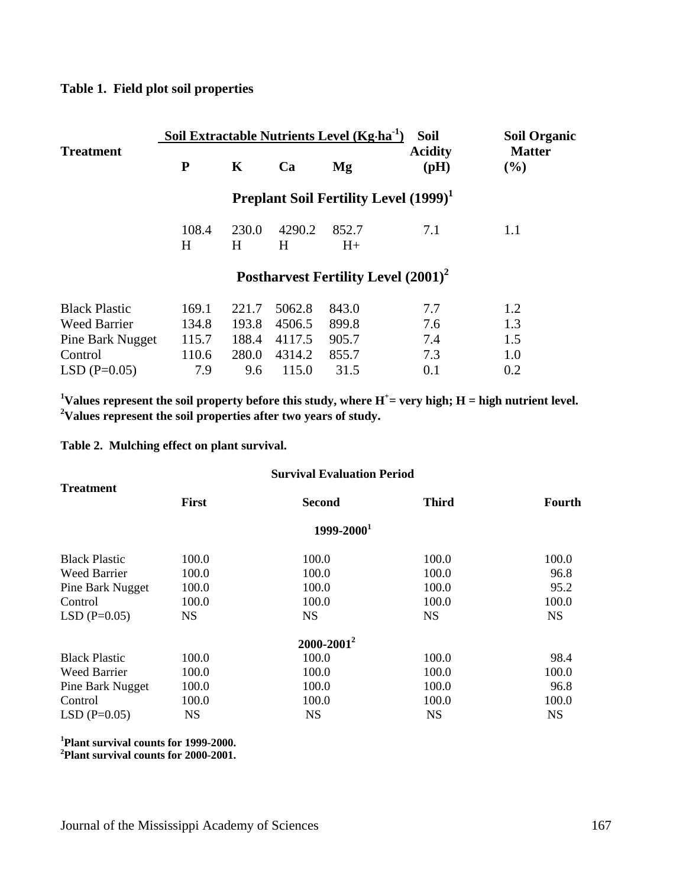**Table 1. Field plot soil properties**

| Treatment | Soil Extractable Nutrients Level ($Kg{\cdot}ha^{-1}$) | | | | Soil Acidity (pH) | Soil Organic Matter (%) |
|---|---|---|---|---|---|---|
| | P | K | Ca | Mg | | |
| | **Preplant Soil Fertility Level (1999)[1]** | | | | | |
| | 108.4 H | 230.0 H | 4290.2 H | 852.7 H+ | 7.1 | 1.1 |
| | **Postharvest Fertility Level (2001)[2]** | | | | | |
| Black Plastic | 169.1 | 221.7 | 5062.8 | 843.0 | 7.7 | 1.2 |
| Weed Barrier | 134.8 | 193.8 | 4506.5 | 899.8 | 7.6 | 1.3 |
| Pine Bark Nugget | 115.7 | 188.4 | 4117.5 | 905.7 | 7.4 | 1.5 |
| Control | 110.6 | 280.0 | 4314.2 | 855.7 | 7.3 | 1.0 |
| LSD (P=0.05) | 7.9 | 9.6 | 115.0 | 31.5 | 0.1 | 0.2 |

[1]**Values represent the soil property before this study, where $H^{+}$= very high; H = high nutrient level.**
[2]**Values represent the soil properties after two years of study.**

**Table 2. Mulching effect on plant survival.**

| Treatment | Survival Evaluation Period | | | |
|---|---|---|---|---|
| | First | Second | Third | Fourth |
| | | **1999-2000[1]** | | |
| Black Plastic | 100.0 | 100.0 | 100.0 | 100.0 |
| Weed Barrier | 100.0 | 100.0 | 100.0 | 96.8 |
| Pine Bark Nugget | 100.0 | 100.0 | 100.0 | 95.2 |
| Control | 100.0 | 100.0 | 100.0 | 100.0 |
| LSD (P=0.05) | NS | NS | NS | NS |
| | | **2000-2001[2]** | | |
| Black Plastic | 100.0 | 100.0 | 100.0 | 98.4 |
| Weed Barrier | 100.0 | 100.0 | 100.0 | 100.0 |
| Pine Bark Nugget | 100.0 | 100.0 | 100.0 | 96.8 |
| Control | 100.0 | 100.0 | 100.0 | 100.0 |
| LSD (P=0.05) | NS | NS | NS | NS |

[1]**Plant survival counts for 1999-2000.**
[2]**Plant survival counts for 2000-2001.**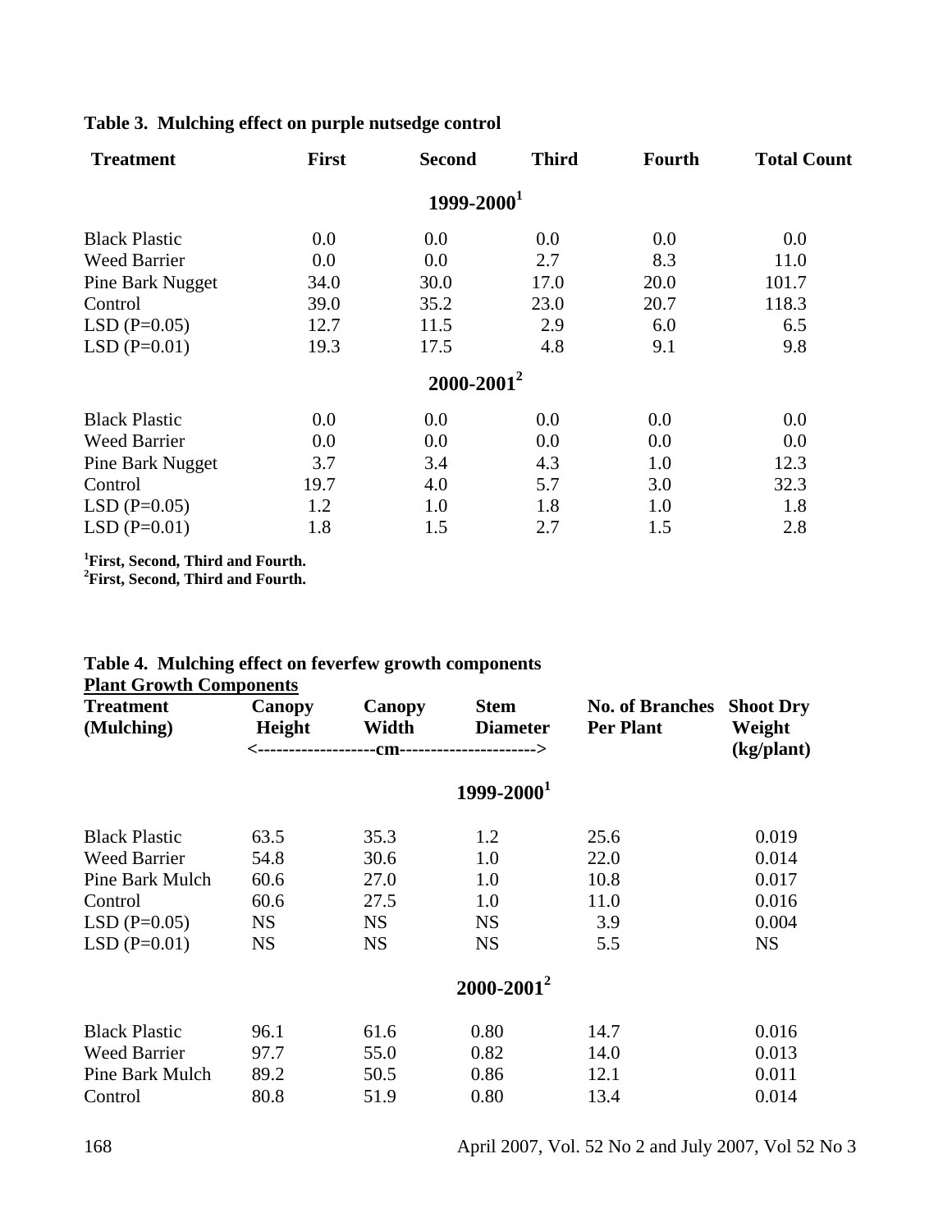**Table 3. Mulching effect on purple nutsedge control**

| Treatment | First | Second | Third | Fourth | Total Count |
|---|---|---|---|---|---|
| | | 1999-2000[1] | | | |
| Black Plastic | 0.0 | 0.0 | 0.0 | 0.0 | 0.0 |
| Weed Barrier | 0.0 | 0.0 | 2.7 | 8.3 | 11.0 |
| Pine Bark Nugget | 34.0 | 30.0 | 17.0 | 20.0 | 101.7 |
| Control | 39.0 | 35.2 | 23.0 | 20.7 | 118.3 |
| LSD (P=0.05) | 12.7 | 11.5 | 2.9 | 6.0 | 6.5 |
| LSD (P=0.01) | 19.3 | 17.5 | 4.8 | 9.1 | 9.8 |
| | | 2000-2001[2] | | | |
| Black Plastic | 0.0 | 0.0 | 0.0 | 0.0 | 0.0 |
| Weed Barrier | 0.0 | 0.0 | 0.0 | 0.0 | 0.0 |
| Pine Bark Nugget | 3.7 | 3.4 | 4.3 | 1.0 | 12.3 |
| Control | 19.7 | 4.0 | 5.7 | 3.0 | 32.3 |
| LSD (P=0.05) | 1.2 | 1.0 | 1.8 | 1.0 | 1.8 |
| LSD (P=0.01) | 1.8 | 1.5 | 2.7 | 1.5 | 2.8 |

[1]**First, Second, Third and Fourth.**
[2]**First, Second, Third and Fourth.**

**Table 4. Mulching effect on feverfew growth components**

**Plant Growth Components**

| Treatment (Mulching) | Canopy Height | Canopy Width | Stem Diameter | No. of Branches Per Plant | Shoot Dry Weight (kg/plant) |
|---|---|---|---|---|---|
| | <------------------ | cm | ------------------> | | |
| | | | 1999-2000[1] | | |
| Black Plastic | 63.5 | 35.3 | 1.2 | 25.6 | 0.019 |
| Weed Barrier | 54.8 | 30.6 | 1.0 | 22.0 | 0.014 |
| Pine Bark Mulch | 60.6 | 27.0 | 1.0 | 10.8 | 0.017 |
| Control | 60.6 | 27.5 | 1.0 | 11.0 | 0.016 |
| LSD (P=0.05) | NS | NS | NS | 3.9 | 0.004 |
| LSD (P=0.01) | NS | NS | NS | 5.5 | NS |
| | | | 2000-2001[2] | | |
| Black Plastic | 96.1 | 61.6 | 0.80 | 14.7 | 0.016 |
| Weed Barrier | 97.7 | 55.0 | 0.82 | 14.0 | 0.013 |
| Pine Bark Mulch | 89.2 | 50.5 | 0.86 | 12.1 | 0.011 |
| Control | 80.8 | 51.9 | 0.80 | 13.4 | 0.014 |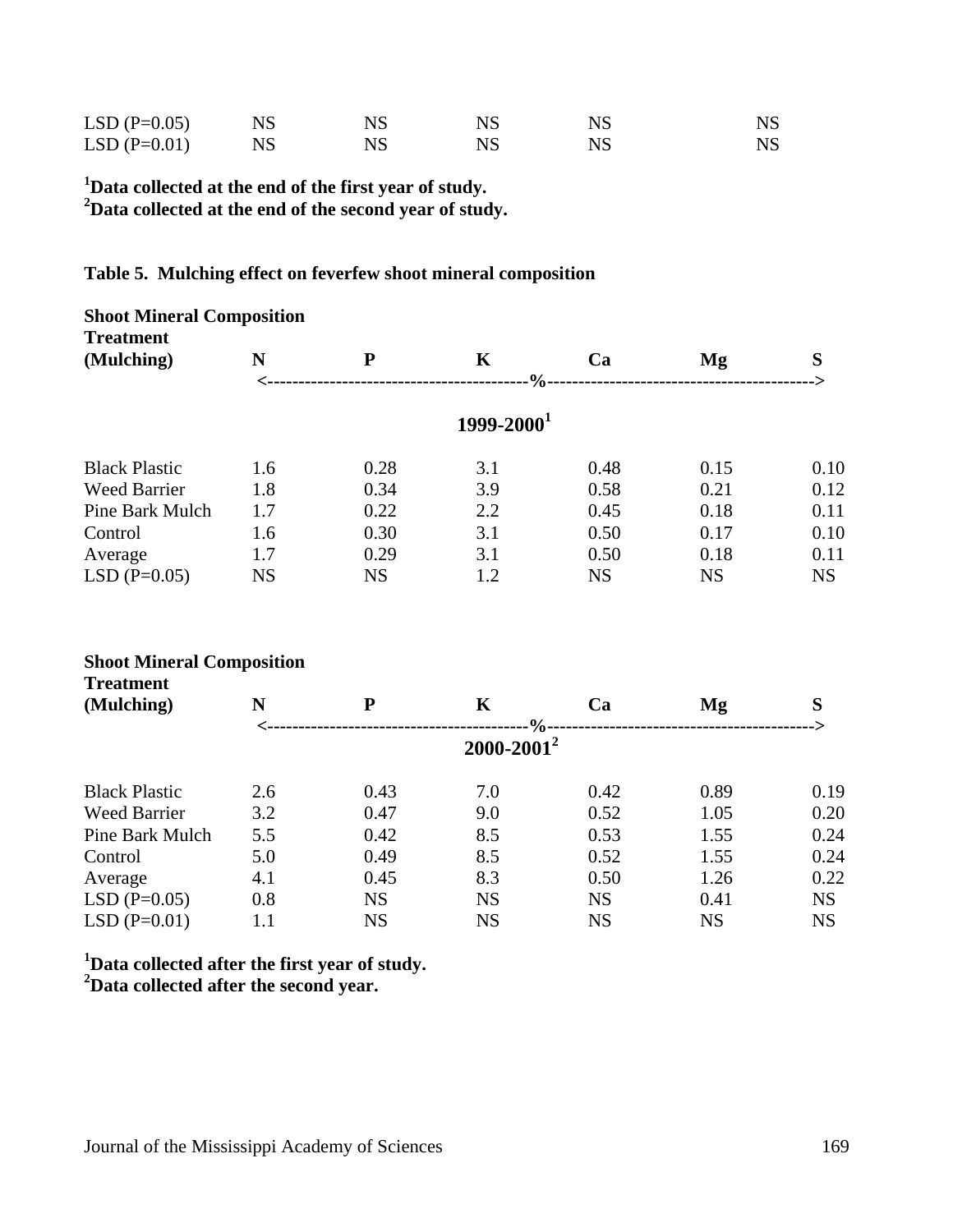| | | | | | |
|---|---|---|---|---|---|
| LSD (P=0.05) | NS | NS | NS | NS | NS |
| LSD (P=0.01) | NS | NS | NS | NS | NS |

**[1]Data collected at the end of the first year of study.**
**[2]Data collected at the end of the second year of study.**

**Table 5. Mulching effect on feverfew shoot mineral composition**

| **Shoot Mineral Composition Treatment (Mulching)** | **N** | **P** | **K** | **Ca** | **Mg** | **S** |
|---|---|---|---|---|---|---|
| | <------ | ------ | ---%--- | ------ | ------ | ------> |
| | | | **1999-2000[1]** | | | |
| Black Plastic | 1.6 | 0.28 | 3.1 | 0.48 | 0.15 | 0.10 |
| Weed Barrier | 1.8 | 0.34 | 3.9 | 0.58 | 0.21 | 0.12 |
| Pine Bark Mulch | 1.7 | 0.22 | 2.2 | 0.45 | 0.18 | 0.11 |
| Control | 1.6 | 0.30 | 3.1 | 0.50 | 0.17 | 0.10 |
| Average | 1.7 | 0.29 | 3.1 | 0.50 | 0.18 | 0.11 |
| LSD (P=0.05) | NS | NS | 1.2 | NS | NS | NS |

| **Shoot Mineral Composition Treatment (Mulching)** | **N** | **P** | **K** | **Ca** | **Mg** | **S** |
|---|---|---|---|---|---|---|
| | <------ | ------ | ---%--- | ------ | ------ | ------> |
| | | | **2000-2001[2]** | | | |
| Black Plastic | 2.6 | 0.43 | 7.0 | 0.42 | 0.89 | 0.19 |
| Weed Barrier | 3.2 | 0.47 | 9.0 | 0.52 | 1.05 | 0.20 |
| Pine Bark Mulch | 5.5 | 0.42 | 8.5 | 0.53 | 1.55 | 0.24 |
| Control | 5.0 | 0.49 | 8.5 | 0.52 | 1.55 | 0.24 |
| Average | 4.1 | 0.45 | 8.3 | 0.50 | 1.26 | 0.22 |
| LSD (P=0.05) | 0.8 | NS | NS | NS | 0.41 | NS |
| LSD (P=0.01) | 1.1 | NS | NS | NS | NS | NS |

**[1]Data collected after the first year of study.**
**[2]Data collected after the second year.**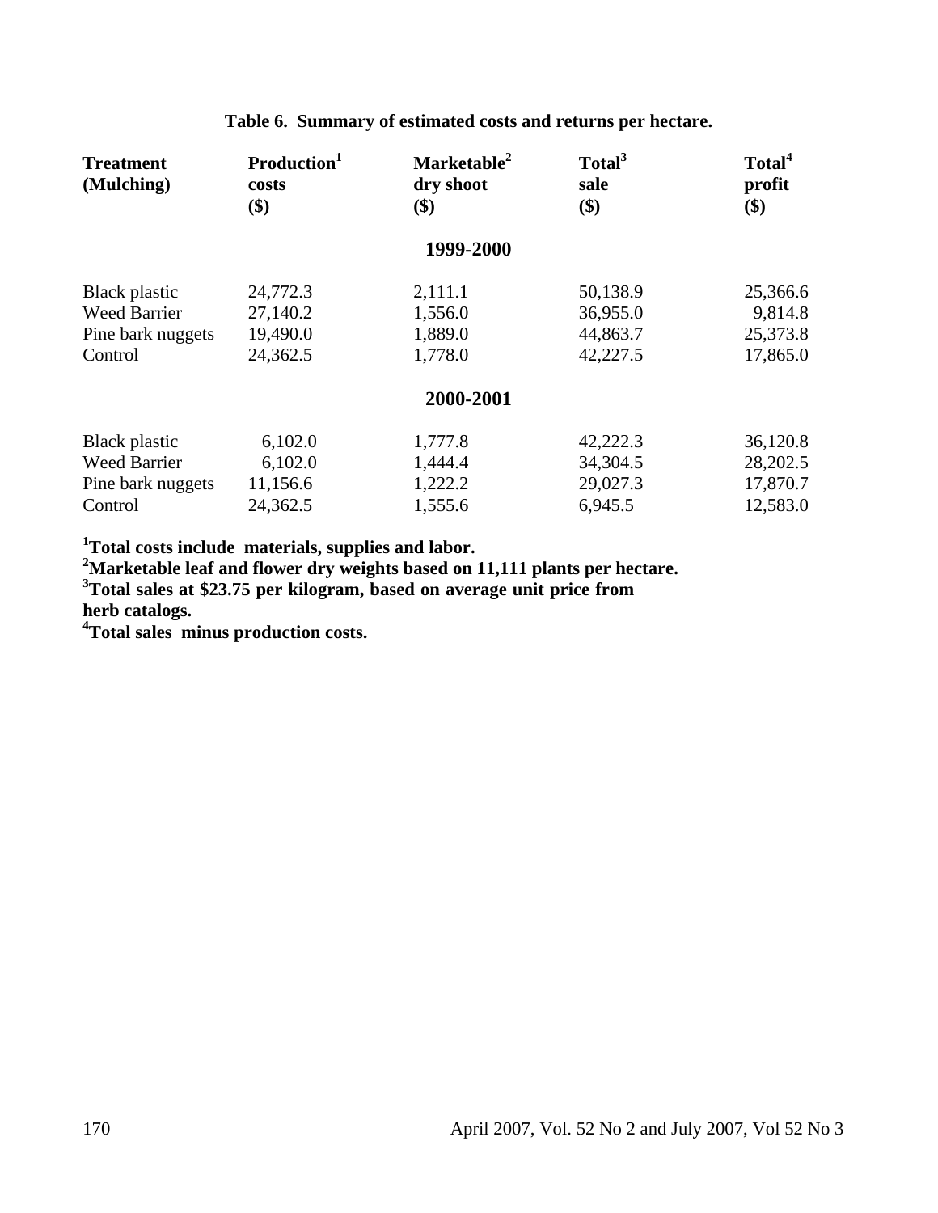**Table 6. Summary of estimated costs and returns per hectare.**

| Treatment (Mulching) | Production[1] costs ($) | Marketable[2] dry shoot ($) | Total[3] sale ($) | Total[4] profit ($) |
|---|---|---|---|---|
| | | **1999-2000** | | |
| Black plastic | 24,772.3 | 2,111.1 | 50,138.9 | 25,366.6 |
| Weed Barrier | 27,140.2 | 1,556.0 | 36,955.0 | 9,814.8 |
| Pine bark nuggets | 19,490.0 | 1,889.0 | 44,863.7 | 25,373.8 |
| Control | 24,362.5 | 1,778.0 | 42,227.5 | 17,865.0 |
| | | **2000-2001** | | |
| Black plastic | 6,102.0 | 1,777.8 | 42,222.3 | 36,120.8 |
| Weed Barrier | 6,102.0 | 1,444.4 | 34,304.5 | 28,202.5 |
| Pine bark nuggets | 11,156.6 | 1,222.2 | 29,027.3 | 17,870.7 |
| Control | 24,362.5 | 1,555.6 | 6,945.5 | 12,583.0 |

**[1]Total costs include materials, supplies and labor.**
**[2]Marketable leaf and flower dry weights based on 11,111 plants per hectare.**
**[3]Total sales at $23.75 per kilogram, based on average unit price from herb catalogs.**
**[4]Total sales minus production costs.**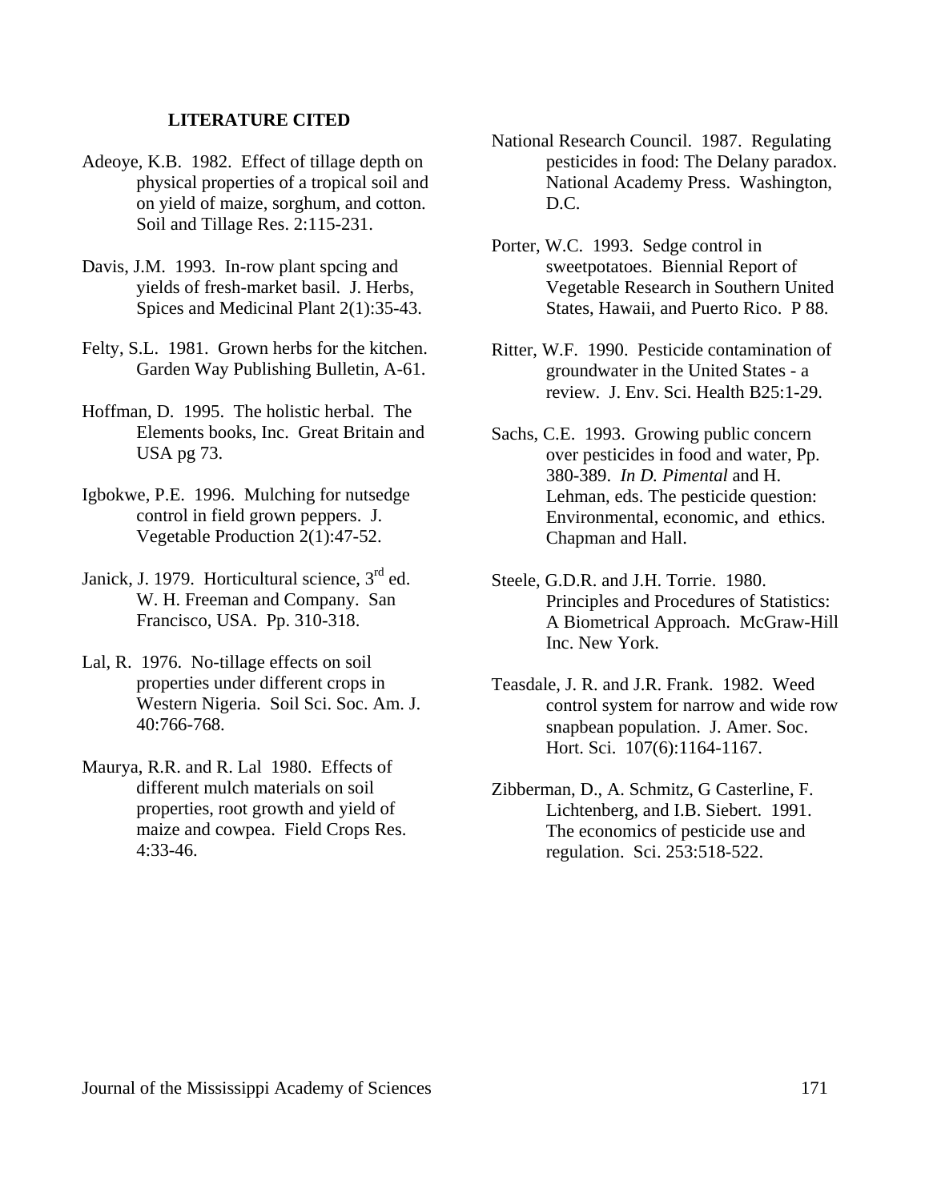## LITERATURE CITED

Adeoye, K.B. 1982. Effect of tillage depth on physical properties of a tropical soil and on yield of maize, sorghum, and cotton. Soil and Tillage Res. 2:115-231.

Davis, J.M. 1993. In-row plant spcing and yields of fresh-market basil. J. Herbs, Spices and Medicinal Plant 2(1):35-43.

Felty, S.L. 1981. Grown herbs for the kitchen. Garden Way Publishing Bulletin, A-61.

Hoffman, D. 1995. The holistic herbal. The Elements books, Inc. Great Britain and USA pg 73.

Igbokwe, P.E. 1996. Mulching for nutsedge control in field grown peppers. J. Vegetable Production 2(1):47-52.

Janick, J. 1979. Horticultural science, 3rd ed. W. H. Freeman and Company. San Francisco, USA. Pp. 310-318.

Lal, R. 1976. No-tillage effects on soil properties under different crops in Western Nigeria. Soil Sci. Soc. Am. J. 40:766-768.

Maurya, R.R. and R. Lal 1980. Effects of different mulch materials on soil properties, root growth and yield of maize and cowpea. Field Crops Res. 4:33-46.

National Research Council. 1987. Regulating pesticides in food: The Delany paradox. National Academy Press. Washington, D.C.

Porter, W.C. 1993. Sedge control in sweetpotatoes. Biennial Report of Vegetable Research in Southern United States, Hawaii, and Puerto Rico. P 88.

Ritter, W.F. 1990. Pesticide contamination of groundwater in the United States - a review. J. Env. Sci. Health B25:1-29.

Sachs, C.E. 1993. Growing public concern over pesticides in food and water, Pp. 380-389. *In D. Pimental* and H. Lehman, eds. The pesticide question: Environmental, economic, and ethics. Chapman and Hall.

Steele, G.D.R. and J.H. Torrie. 1980. Principles and Procedures of Statistics: A Biometrical Approach. McGraw-Hill Inc. New York.

Teasdale, J. R. and J.R. Frank. 1982. Weed control system for narrow and wide row snapbean population. J. Amer. Soc. Hort. Sci. 107(6):1164-1167.

Zibberman, D., A. Schmitz, G Casterline, F. Lichtenberg, and I.B. Siebert. 1991. The economics of pesticide use and regulation. Sci. 253:518-522.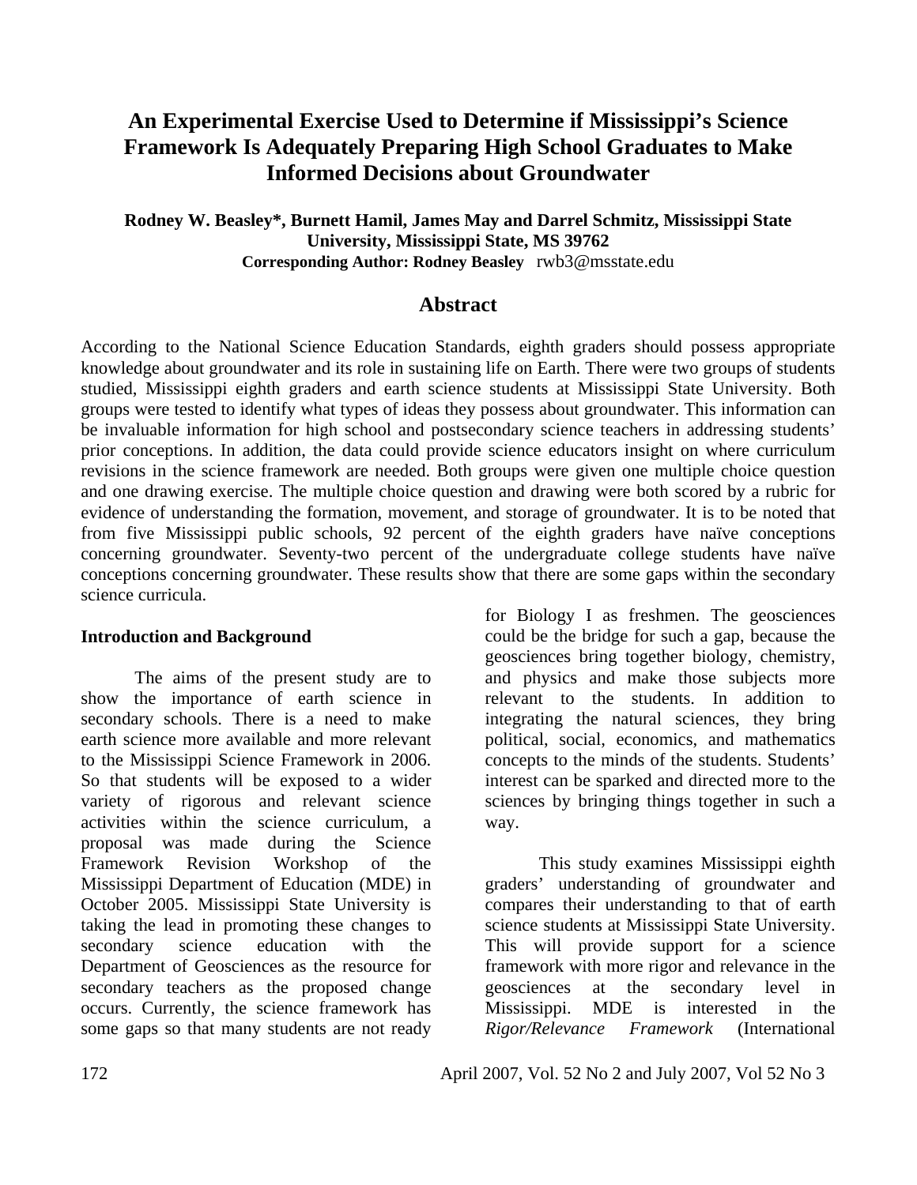# An Experimental Exercise Used to Determine if Mississippi's Science Framework Is Adequately Preparing High School Graduates to Make Informed Decisions about Groundwater

**Rodney W. Beasley*, Burnett Hamil, James May and Darrel Schmitz, Mississippi State University, Mississippi State, MS 39762**
**Corresponding Author: Rodney Beasley** rwb3@msstate.edu

## Abstract

According to the National Science Education Standards, eighth graders should possess appropriate knowledge about groundwater and its role in sustaining life on Earth. There were two groups of students studied, Mississippi eighth graders and earth science students at Mississippi State University. Both groups were tested to identify what types of ideas they possess about groundwater. This information can be invaluable information for high school and postsecondary science teachers in addressing students' prior conceptions. In addition, the data could provide science educators insight on where curriculum revisions in the science framework are needed. Both groups were given one multiple choice question and one drawing exercise. The multiple choice question and drawing were both scored by a rubric for evidence of understanding the formation, movement, and storage of groundwater. It is to be noted that from five Mississippi public schools, 92 percent of the eighth graders have naïve conceptions concerning groundwater. Seventy-two percent of the undergraduate college students have naïve conceptions concerning groundwater. These results show that there are some gaps within the secondary science curricula.

**Introduction and Background**

The aims of the present study are to show the importance of earth science in secondary schools. There is a need to make earth science more available and more relevant to the Mississippi Science Framework in 2006. So that students will be exposed to a wider variety of rigorous and relevant science activities within the science curriculum, a proposal was made during the Science Framework Revision Workshop of the Mississippi Department of Education (MDE) in October 2005. Mississippi State University is taking the lead in promoting these changes to secondary science education with the Department of Geosciences as the resource for secondary teachers as the proposed change occurs. Currently, the science framework has some gaps so that many students are not ready for Biology I as freshmen. The geosciences could be the bridge for such a gap, because the geosciences bring together biology, chemistry, and physics and make those subjects more relevant to the students. In addition to integrating the natural sciences, they bring political, social, economics, and mathematics concepts to the minds of the students. Students' interest can be sparked and directed more to the sciences by bringing things together in such a way.

This study examines Mississippi eighth graders' understanding of groundwater and compares their understanding to that of earth science students at Mississippi State University. This will provide support for a science framework with more rigor and relevance in the geosciences at the secondary level in Mississippi. MDE is interested in the *Rigor/Relevance Framework* (International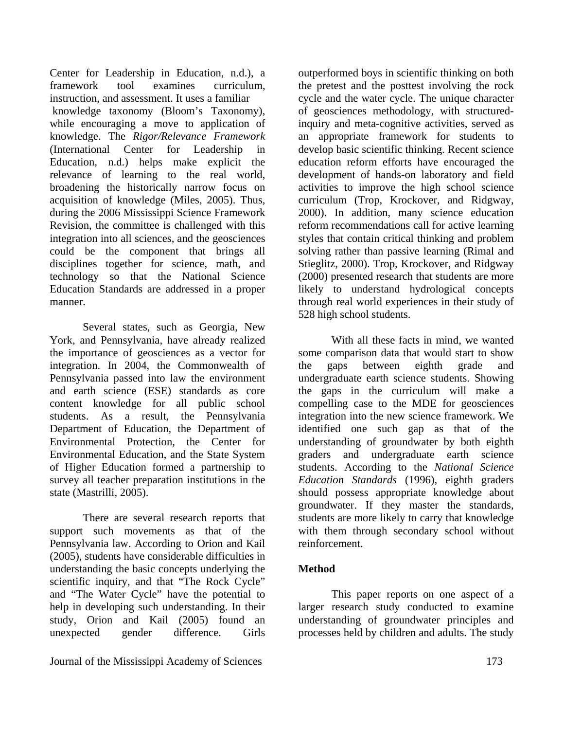Center for Leadership in Education, n.d.), a framework tool examines curriculum, instruction, and assessment. It uses a familiar knowledge taxonomy (Bloom's Taxonomy), while encouraging a move to application of knowledge. The *Rigor/Relevance Framework* (International Center for Leadership in Education, n.d.) helps make explicit the relevance of learning to the real world, broadening the historically narrow focus on acquisition of knowledge (Miles, 2005). Thus, during the 2006 Mississippi Science Framework Revision, the committee is challenged with this integration into all sciences, and the geosciences could be the component that brings all disciplines together for science, math, and technology so that the National Science Education Standards are addressed in a proper manner.

Several states, such as Georgia, New York, and Pennsylvania, have already realized the importance of geosciences as a vector for integration. In 2004, the Commonwealth of Pennsylvania passed into law the environment and earth science (ESE) standards as core content knowledge for all public school students. As a result, the Pennsylvania Department of Education, the Department of Environmental Protection, the Center for Environmental Education, and the State System of Higher Education formed a partnership to survey all teacher preparation institutions in the state (Mastrilli, 2005).

There are several research reports that support such movements as that of the Pennsylvania law. According to Orion and Kail (2005), students have considerable difficulties in understanding the basic concepts underlying the scientific inquiry, and that "The Rock Cycle" and "The Water Cycle" have the potential to help in developing such understanding. In their study, Orion and Kail (2005) found an unexpected gender difference. Girls outperformed boys in scientific thinking on both the pretest and the posttest involving the rock cycle and the water cycle. The unique character of geosciences methodology, with structured-inquiry and meta-cognitive activities, served as an appropriate framework for students to develop basic scientific thinking. Recent science education reform efforts have encouraged the development of hands-on laboratory and field activities to improve the high school science curriculum (Trop, Krockover, and Ridgway, 2000). In addition, many science education reform recommendations call for active learning styles that contain critical thinking and problem solving rather than passive learning (Rimal and Stieglitz, 2000). Trop, Krockover, and Ridgway (2000) presented research that students are more likely to understand hydrological concepts through real world experiences in their study of 528 high school students.

With all these facts in mind, we wanted some comparison data that would start to show the gaps between eighth grade and undergraduate earth science students. Showing the gaps in the curriculum will make a compelling case to the MDE for geosciences integration into the new science framework. We identified one such gap as that of the understanding of groundwater by both eighth graders and undergraduate earth science students. According to the *National Science Education Standards* (1996), eighth graders should possess appropriate knowledge about groundwater. If they master the standards, students are more likely to carry that knowledge with them through secondary school without reinforcement.

## Method

This paper reports on one aspect of a larger research study conducted to examine understanding of groundwater principles and processes held by children and adults. The study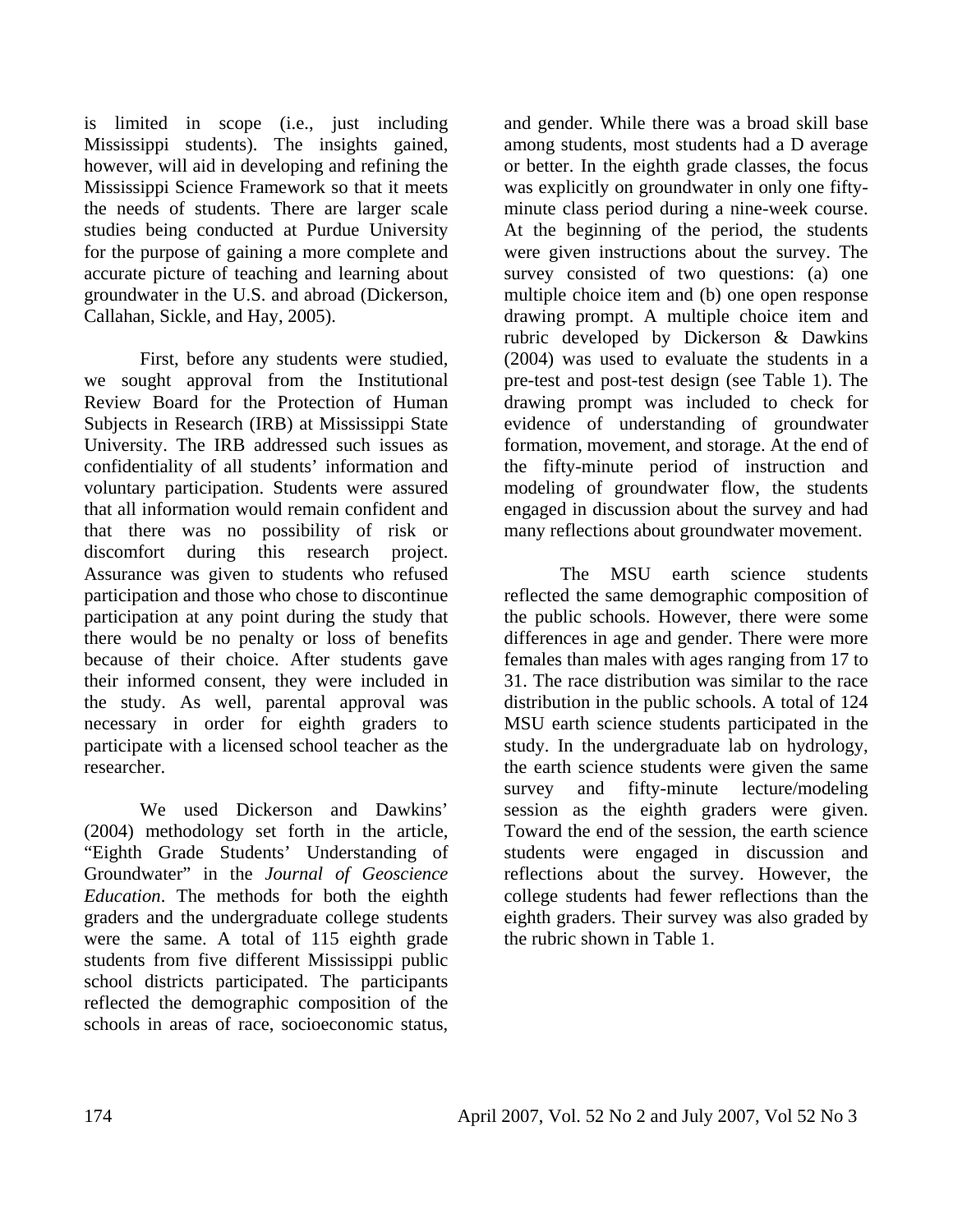is limited in scope (i.e., just including Mississippi students). The insights gained, however, will aid in developing and refining the Mississippi Science Framework so that it meets the needs of students. There are larger scale studies being conducted at Purdue University for the purpose of gaining a more complete and accurate picture of teaching and learning about groundwater in the U.S. and abroad (Dickerson, Callahan, Sickle, and Hay, 2005).

First, before any students were studied, we sought approval from the Institutional Review Board for the Protection of Human Subjects in Research (IRB) at Mississippi State University. The IRB addressed such issues as confidentiality of all students' information and voluntary participation. Students were assured that all information would remain confident and that there was no possibility of risk or discomfort during this research project. Assurance was given to students who refused participation and those who chose to discontinue participation at any point during the study that there would be no penalty or loss of benefits because of their choice. After students gave their informed consent, they were included in the study. As well, parental approval was necessary in order for eighth graders to participate with a licensed school teacher as the researcher.

We used Dickerson and Dawkins' (2004) methodology set forth in the article, "Eighth Grade Students' Understanding of Groundwater" in the *Journal of Geoscience Education*. The methods for both the eighth graders and the undergraduate college students were the same. A total of 115 eighth grade students from five different Mississippi public school districts participated. The participants reflected the demographic composition of the schools in areas of race, socioeconomic status, and gender. While there was a broad skill base among students, most students had a D average or better. In the eighth grade classes, the focus was explicitly on groundwater in only one fifty-minute class period during a nine-week course. At the beginning of the period, the students were given instructions about the survey. The survey consisted of two questions: (a) one multiple choice item and (b) one open response drawing prompt. A multiple choice item and rubric developed by Dickerson & Dawkins (2004) was used to evaluate the students in a pre-test and post-test design (see Table 1). The drawing prompt was included to check for evidence of understanding of groundwater formation, movement, and storage. At the end of the fifty-minute period of instruction and modeling of groundwater flow, the students engaged in discussion about the survey and had many reflections about groundwater movement.

The MSU earth science students reflected the same demographic composition of the public schools. However, there were some differences in age and gender. There were more females than males with ages ranging from 17 to 31. The race distribution was similar to the race distribution in the public schools. A total of 124 MSU earth science students participated in the study. In the undergraduate lab on hydrology, the earth science students were given the same survey and fifty-minute lecture/modeling session as the eighth graders were given. Toward the end of the session, the earth science students were engaged in discussion and reflections about the survey. However, the college students had fewer reflections than the eighth graders. Their survey was also graded by the rubric shown in Table 1.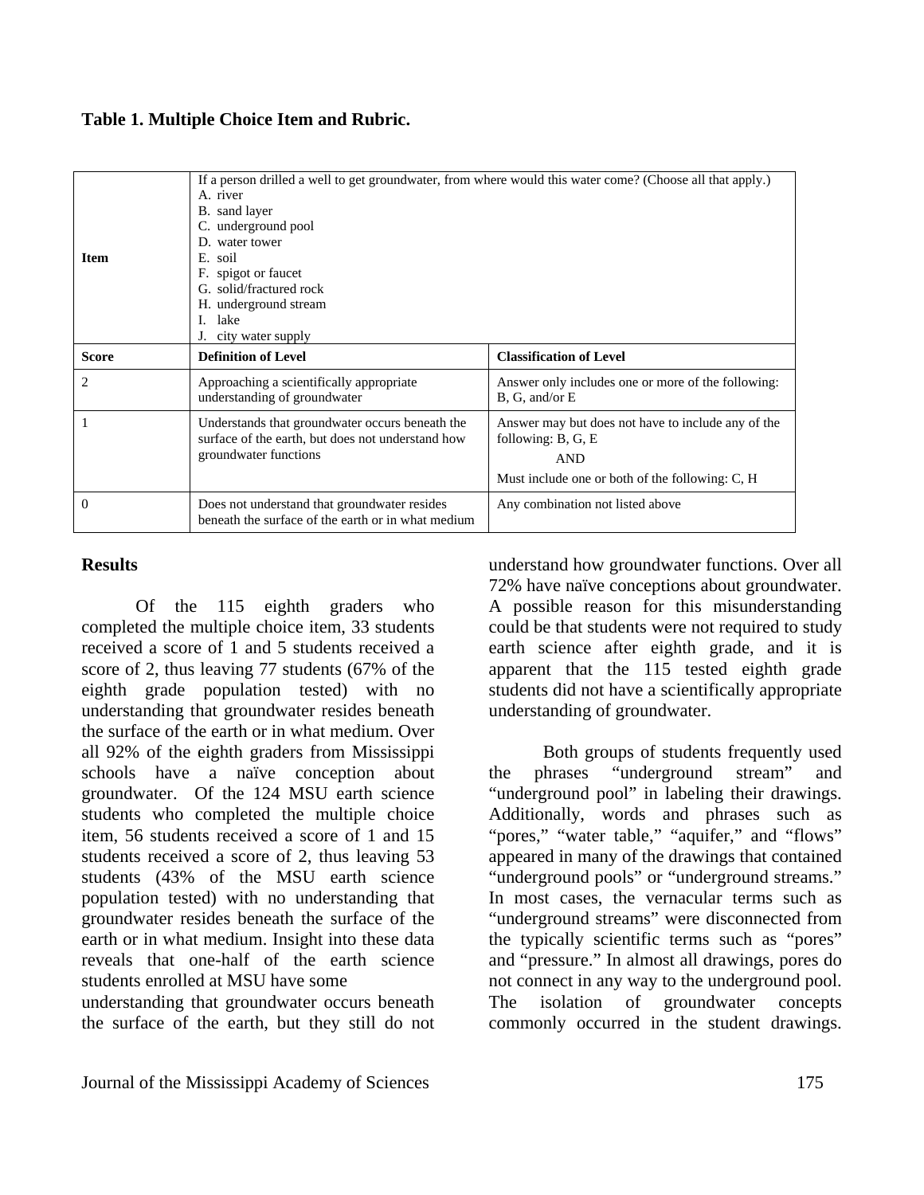**Table 1. Multiple Choice Item and Rubric.**

| Item | If a person drilled a well to get groundwater, from where would this water come? (Choose all that apply.)<br>A. river<br>B. sand layer<br>C. underground pool<br>D. water tower<br>E. soil<br>F. spigot or faucet<br>G. solid/fractured rock<br>H. underground stream<br>I. lake<br>J. city water supply | |
|---|---|---|
| **Score** | **Definition of Level** | **Classification of Level** |
| 2 | Approaching a scientifically appropriate understanding of groundwater | Answer only includes one or more of the following: B, G, and/or E |
| 1 | Understands that groundwater occurs beneath the surface of the earth, but does not understand how groundwater functions | Answer may but does not have to include any of the following: B, G, E<br>AND<br>Must include one or both of the following: C, H |
| 0 | Does not understand that groundwater resides beneath the surface of the earth or in what medium | Any combination not listed above |

## Results

Of the 115 eighth graders who completed the multiple choice item, 33 students received a score of 1 and 5 students received a score of 2, thus leaving 77 students (67% of the eighth grade population tested) with no understanding that groundwater resides beneath the surface of the earth or in what medium. Over all 92% of the eighth graders from Mississippi schools have a naïve conception about groundwater. Of the 124 MSU earth science students who completed the multiple choice item, 56 students received a score of 1 and 15 students received a score of 2, thus leaving 53 students (43% of the MSU earth science population tested) with no understanding that groundwater resides beneath the surface of the earth or in what medium. Insight into these data reveals that one-half of the earth science students enrolled at MSU have some understanding that groundwater occurs beneath the surface of the earth, but they still do not understand how groundwater functions. Over all 72% have naïve conceptions about groundwater. A possible reason for this misunderstanding could be that students were not required to study earth science after eighth grade, and it is apparent that the 115 tested eighth grade students did not have a scientifically appropriate understanding of groundwater.

Both groups of students frequently used the phrases "underground stream" and "underground pool" in labeling their drawings. Additionally, words and phrases such as "pores," "water table," "aquifer," and "flows" appeared in many of the drawings that contained "underground pools" or "underground streams." In most cases, the vernacular terms such as "underground streams" were disconnected from the typically scientific terms such as "pores" and "pressure." In almost all drawings, pores do not connect in any way to the underground pool. The isolation of groundwater concepts commonly occurred in the student drawings.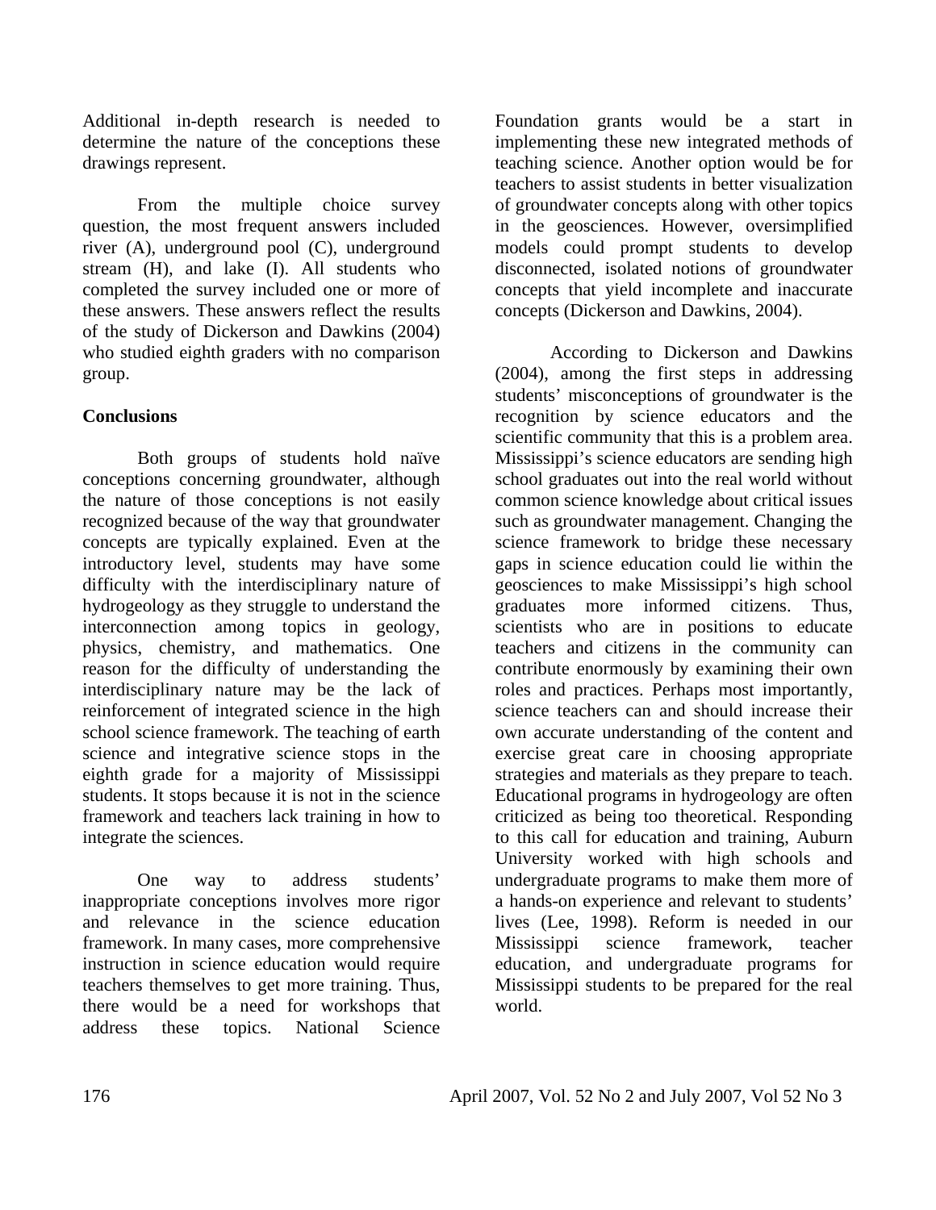Additional in-depth research is needed to determine the nature of the conceptions these drawings represent.

From the multiple choice survey question, the most frequent answers included river (A), underground pool (C), underground stream (H), and lake (I). All students who completed the survey included one or more of these answers. These answers reflect the results of the study of Dickerson and Dawkins (2004) who studied eighth graders with no comparison group.

## Conclusions

Both groups of students hold naïve conceptions concerning groundwater, although the nature of those conceptions is not easily recognized because of the way that groundwater concepts are typically explained. Even at the introductory level, students may have some difficulty with the interdisciplinary nature of hydrogeology as they struggle to understand the interconnection among topics in geology, physics, chemistry, and mathematics. One reason for the difficulty of understanding the interdisciplinary nature may be the lack of reinforcement of integrated science in the high school science framework. The teaching of earth science and integrative science stops in the eighth grade for a majority of Mississippi students. It stops because it is not in the science framework and teachers lack training in how to integrate the sciences.

One way to address students' inappropriate conceptions involves more rigor and relevance in the science education framework. In many cases, more comprehensive instruction in science education would require teachers themselves to get more training. Thus, there would be a need for workshops that address these topics. National Science Foundation grants would be a start in implementing these new integrated methods of teaching science. Another option would be for teachers to assist students in better visualization of groundwater concepts along with other topics in the geosciences. However, oversimplified models could prompt students to develop disconnected, isolated notions of groundwater concepts that yield incomplete and inaccurate concepts (Dickerson and Dawkins, 2004).

According to Dickerson and Dawkins (2004), among the first steps in addressing students' misconceptions of groundwater is the recognition by science educators and the scientific community that this is a problem area. Mississippi's science educators are sending high school graduates out into the real world without common science knowledge about critical issues such as groundwater management. Changing the science framework to bridge these necessary gaps in science education could lie within the geosciences to make Mississippi's high school graduates more informed citizens. Thus, scientists who are in positions to educate teachers and citizens in the community can contribute enormously by examining their own roles and practices. Perhaps most importantly, science teachers can and should increase their own accurate understanding of the content and exercise great care in choosing appropriate strategies and materials as they prepare to teach. Educational programs in hydrogeology are often criticized as being too theoretical. Responding to this call for education and training, Auburn University worked with high schools and undergraduate programs to make them more of a hands-on experience and relevant to students' lives (Lee, 1998). Reform is needed in our Mississippi science framework, teacher education, and undergraduate programs for Mississippi students to be prepared for the real world.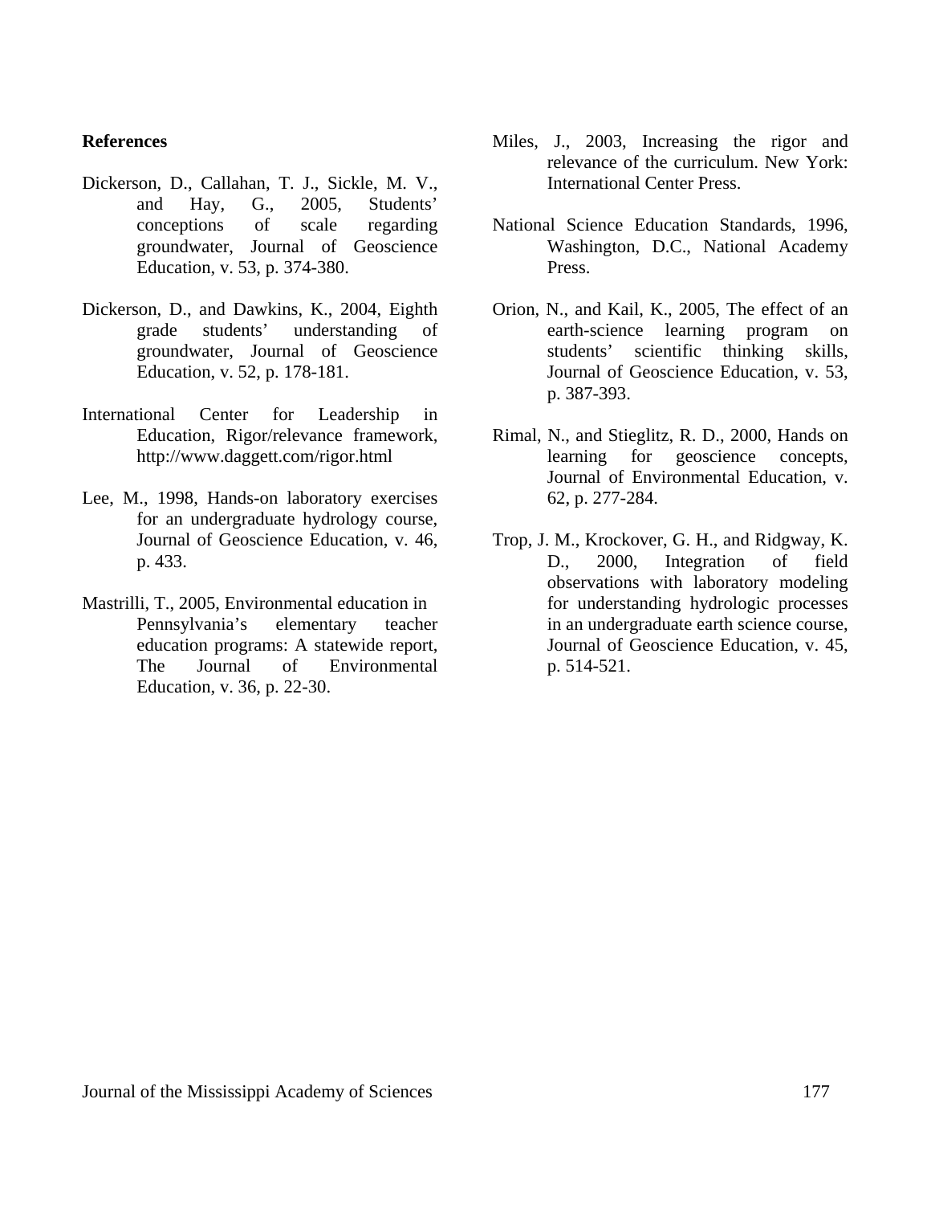**References**

Dickerson, D., Callahan, T. J., Sickle, M. V., and Hay, G., 2005, Students' conceptions of scale regarding groundwater, Journal of Geoscience Education, v. 53, p. 374-380.

Dickerson, D., and Dawkins, K., 2004, Eighth grade students' understanding of groundwater, Journal of Geoscience Education, v. 52, p. 178-181.

International Center for Leadership in Education, Rigor/relevance framework, http://www.daggett.com/rigor.html

Lee, M., 1998, Hands-on laboratory exercises for an undergraduate hydrology course, Journal of Geoscience Education, v. 46, p. 433.

Mastrilli, T., 2005, Environmental education in Pennsylvania's elementary teacher education programs: A statewide report, The Journal of Environmental Education, v. 36, p. 22-30.

Miles, J., 2003, Increasing the rigor and relevance of the curriculum. New York: International Center Press.

National Science Education Standards, 1996, Washington, D.C., National Academy Press.

Orion, N., and Kail, K., 2005, The effect of an earth-science learning program on students' scientific thinking skills, Journal of Geoscience Education, v. 53, p. 387-393.

Rimal, N., and Stieglitz, R. D., 2000, Hands on learning for geoscience concepts, Journal of Environmental Education, v. 62, p. 277-284.

Trop, J. M., Krockover, G. H., and Ridgway, K. D., 2000, Integration of field observations with laboratory modeling for understanding hydrologic processes in an undergraduate earth science course, Journal of Geoscience Education, v. 45, p. 514-521.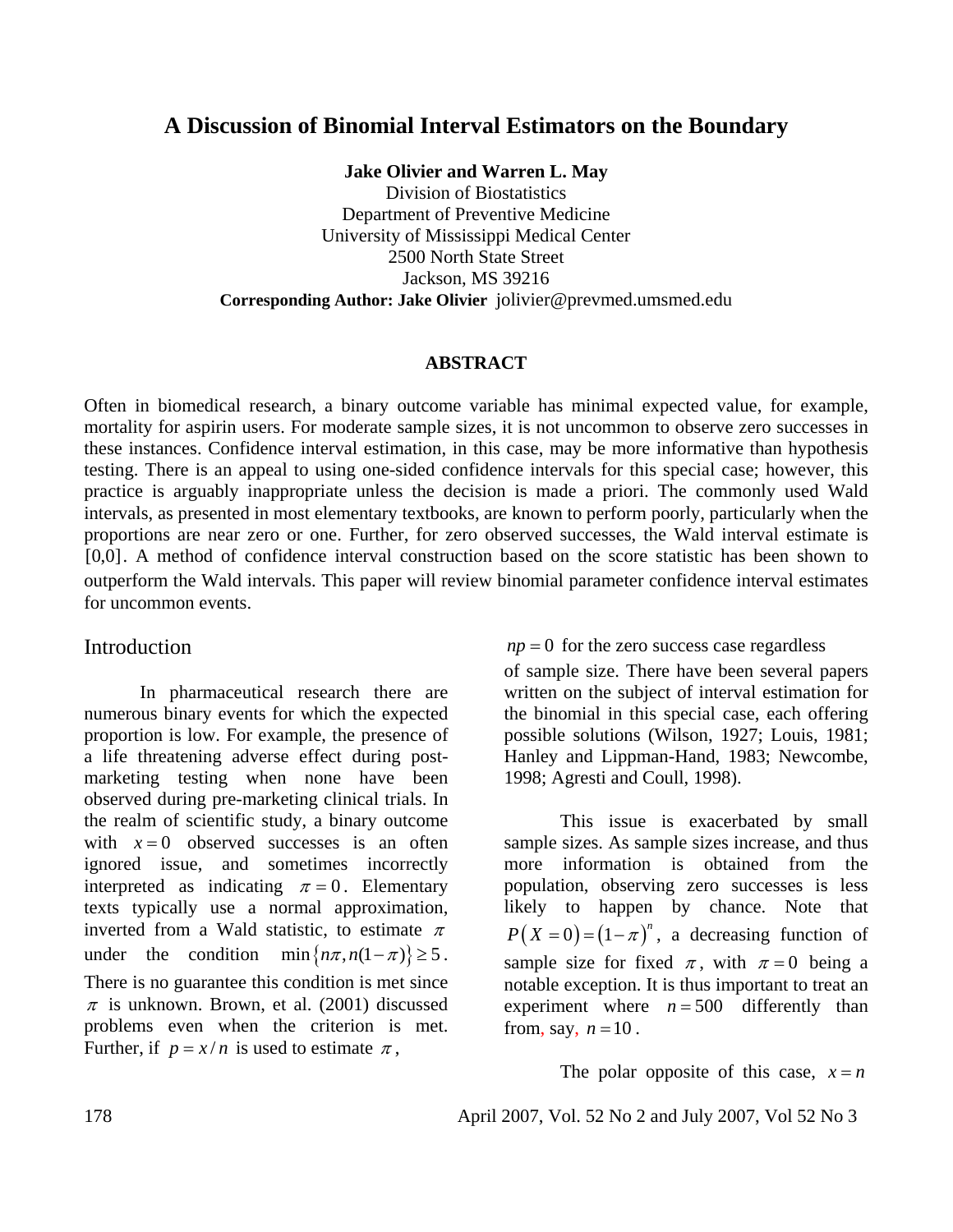# A Discussion of Binomial Interval Estimators on the Boundary

**Jake Olivier and Warren L. May**

Division of Biostatistics
Department of Preventive Medicine
University of Mississippi Medical Center
2500 North State Street
Jackson, MS 39216

**Corresponding Author: Jake Olivier** jolivier@prevmed.umsmed.edu

## ABSTRACT

Often in biomedical research, a binary outcome variable has minimal expected value, for example, mortality for aspirin users. For moderate sample sizes, it is not uncommon to observe zero successes in these instances. Confidence interval estimation, in this case, may be more informative than hypothesis testing. There is an appeal to using one-sided confidence intervals for this special case; however, this practice is arguably inappropriate unless the decision is made a priori. The commonly used Wald intervals, as presented in most elementary textbooks, are known to perform poorly, particularly when the proportions are near zero or one. Further, for zero observed successes, the Wald interval estimate is $[0,0]$. A method of confidence interval construction based on the score statistic has been shown to outperform the Wald intervals. This paper will review binomial parameter confidence interval estimates for uncommon events.

## Introduction

In pharmaceutical research there are numerous binary events for which the expected proportion is low. For example, the presence of a life threatening adverse effect during post-marketing testing when none have been observed during pre-marketing clinical trials. In the realm of scientific study, a binary outcome with $x = 0$ observed successes is an often ignored issue, and sometimes incorrectly interpreted as indicating $\pi = 0$. Elementary texts typically use a normal approximation, inverted from a Wald statistic, to estimate $\pi$ under the condition $\min\{n\pi, n(1-\pi)\} \geq 5$. There is no guarantee this condition is met since $\pi$ is unknown. Brown, et al. (2001) discussed problems even when the criterion is met. Further, if $p = x/n$ is used to estimate $\pi$, $np = 0$ for the zero success case regardless of sample size. There have been several papers written on the subject of interval estimation for the binomial in this special case, each offering possible solutions (Wilson, 1927; Louis, 1981; Hanley and Lippman-Hand, 1983; Newcombe, 1998; Agresti and Coull, 1998).

This issue is exacerbated by small sample sizes. As sample sizes increase, and thus more information is obtained from the population, observing zero successes is less likely to happen by chance. Note that $P(X = 0) = (1-\pi)^n$, a decreasing function of sample size for fixed $\pi$, with $\pi = 0$ being a notable exception. It is thus important to treat an experiment where $n = 500$ differently than from, say, $n = 10$.

The polar opposite of this case, $x = n$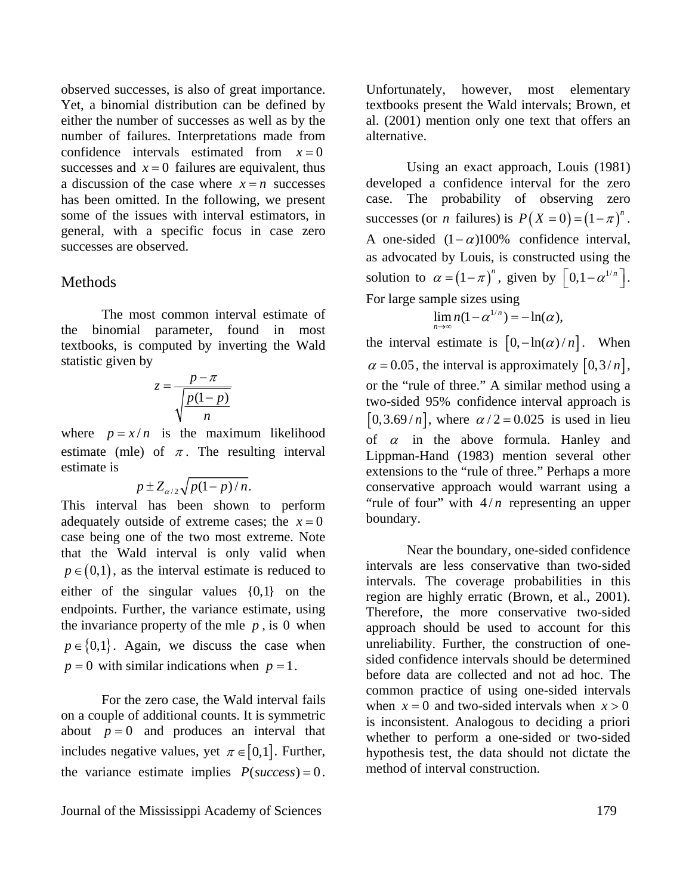observed successes, is also of great importance. Yet, a binomial distribution can be defined by either the number of successes as well as by the number of failures. Interpretations made from confidence intervals estimated from $x = 0$ successes and $x = 0$ failures are equivalent, thus a discussion of the case where $x = n$ successes has been omitted. In the following, we present some of the issues with interval estimators, in general, with a specific focus in case zero successes are observed.

## Methods

The most common interval estimate of the binomial parameter, found in most textbooks, is computed by inverting the Wald statistic given by

$$z = \frac{p - \pi}{\sqrt{\frac{p(1-p)}{n}}}$$

where $p = x/n$ is the maximum likelihood estimate (mle) of $\pi$. The resulting interval estimate is

$$p \pm Z_{\alpha/2}\sqrt{p(1-p)/n}.$$

This interval has been shown to perform adequately outside of extreme cases; the $x = 0$ case being one of the two most extreme. Note that the Wald interval is only valid when $p \in (0,1)$, as the interval estimate is reduced to either of the singular values $\{0,1\}$ on the endpoints. Further, the variance estimate, using the invariance property of the mle $p$, is $0$ when $p \in \{0,1\}$. Again, we discuss the case when $p = 0$ with similar indications when $p = 1$.

For the zero case, the Wald interval fails on a couple of additional counts. It is symmetric about $p = 0$ and produces an interval that includes negative values, yet $\pi \in [0,1]$. Further, the variance estimate implies $P(success) = 0$. Unfortunately, however, most elementary textbooks present the Wald intervals; Brown, et al. (2001) mention only one text that offers an alternative.

Using an exact approach, Louis (1981) developed a confidence interval for the zero case. The probability of observing zero successes (or $n$ failures) is $P(X = 0) = (1-\pi)^n$. A one-sided $(1-\alpha)100\%$ confidence interval, as advocated by Louis, is constructed using the solution to $\alpha = (1-\pi)^n$, given by $\left[0, 1-\alpha^{1/n}\right]$. For large sample sizes using

$$\lim_{n\to\infty} n(1-\alpha^{1/n}) = -\ln(\alpha),$$

the interval estimate is $\left[0, -\ln(\alpha)/n\right]$. When $\alpha = 0.05$, the interval is approximately $\left[0, 3/n\right]$, or the "rule of three." A similar method using a two-sided 95% confidence interval approach is $\left[0, 3.69/n\right]$, where $\alpha/2 = 0.025$ is used in lieu of $\alpha$ in the above formula. Hanley and Lippman-Hand (1983) mention several other extensions to the "rule of three." Perhaps a more conservative approach would warrant using a "rule of four" with $4/n$ representing an upper boundary.

Near the boundary, one-sided confidence intervals are less conservative than two-sided intervals. The coverage probabilities in this region are highly erratic (Brown, et al., 2001). Therefore, the more conservative two-sided approach should be used to account for this unreliability. Further, the construction of one-sided confidence intervals should be determined before data are collected and not ad hoc. The common practice of using one-sided intervals when $x = 0$ and two-sided intervals when $x > 0$ is inconsistent. Analogous to deciding a priori whether to perform a one-sided or two-sided hypothesis test, the data should not dictate the method of interval construction.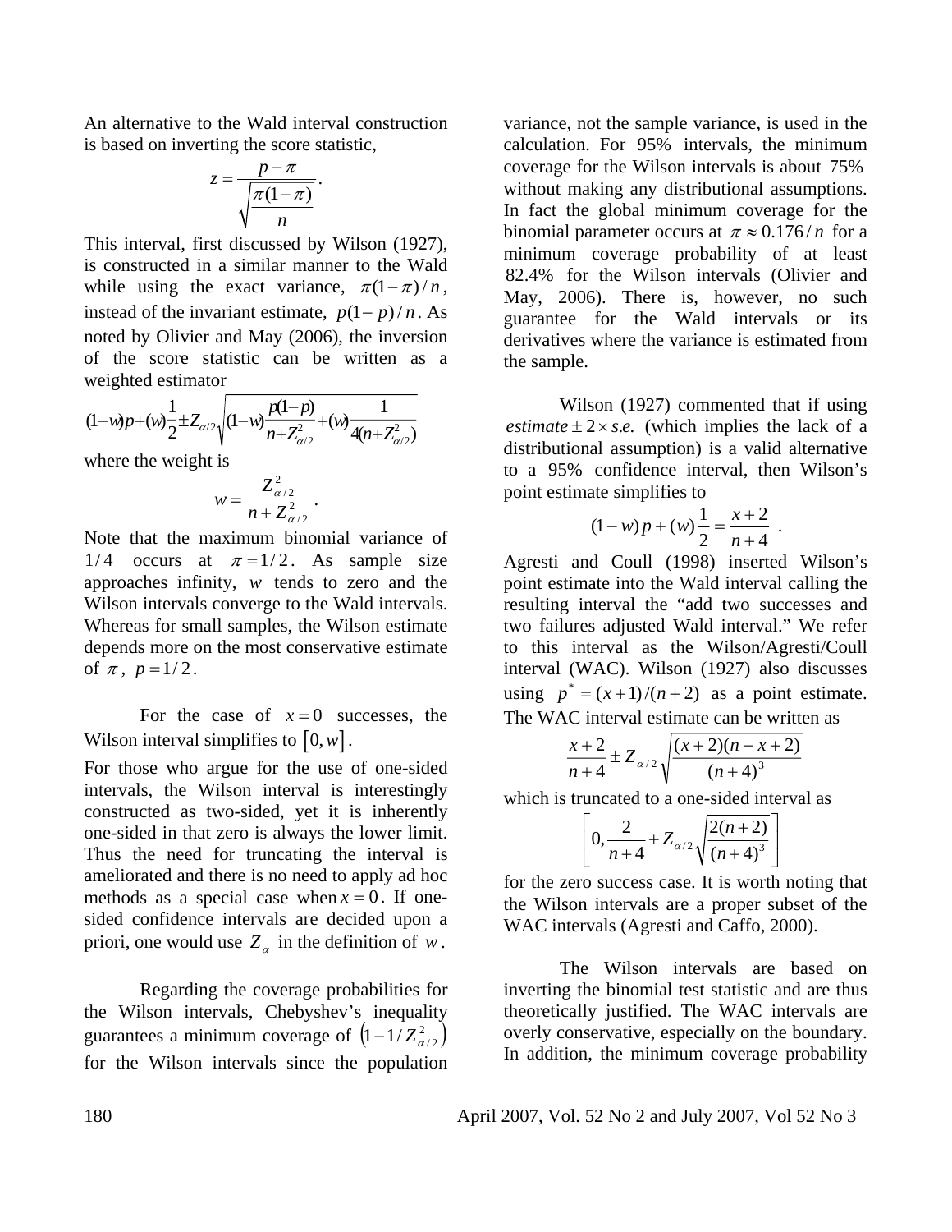An alternative to the Wald interval construction is based on inverting the score statistic,

$$z = \frac{p - \pi}{\sqrt{\frac{\pi(1-\pi)}{n}}}.$$

This interval, first discussed by Wilson (1927), is constructed in a similar manner to the Wald while using the exact variance, $\pi(1-\pi)/n$, instead of the invariant estimate, $p(1-p)/n$. As noted by Olivier and May (2006), the inversion of the score statistic can be written as a weighted estimator

$$(1-w)p+(w)\frac{1}{2}\pm Z_{\alpha/2}\sqrt{(1-w)\frac{p(1-p)}{n+Z_{\alpha/2}^2}+(w)\frac{1}{4(n+Z_{\alpha/2}^2)}}$$

where the weight is

$$w = \frac{Z_{\alpha/2}^2}{n + Z_{\alpha/2}^2}.$$

Note that the maximum binomial variance of $1/4$ occurs at $\pi = 1/2$. As sample size approaches infinity, $w$ tends to zero and the Wilson intervals converge to the Wald intervals. Whereas for small samples, the Wilson estimate depends more on the most conservative estimate of $\pi$, $p = 1/2$.

For the case of $x = 0$ successes, the Wilson interval simplifies to $[0, w]$.

For those who argue for the use of one-sided intervals, the Wilson interval is interestingly constructed as two-sided, yet it is inherently one-sided in that zero is always the lower limit. Thus the need for truncating the interval is ameliorated and there is no need to apply ad hoc methods as a special case when $x = 0$. If one-sided confidence intervals are decided upon a priori, one would use $Z_\alpha$ in the definition of $w$.

Regarding the coverage probabilities for the Wilson intervals, Chebyshev's inequality guarantees a minimum coverage of $\left(1 - 1/Z_{\alpha/2}^2\right)$ for the Wilson intervals since the population variance, not the sample variance, is used in the calculation. For 95% intervals, the minimum coverage for the Wilson intervals is about 75% without making any distributional assumptions. In fact the global minimum coverage for the binomial parameter occurs at $\pi \approx 0.176/n$ for a minimum coverage probability of at least 82.4% for the Wilson intervals (Olivier and May, 2006). There is, however, no such guarantee for the Wald intervals or its derivatives where the variance is estimated from the sample.

Wilson (1927) commented that if using *estimate* $\pm 2 \times$ *s.e.* (which implies the lack of a distributional assumption) is a valid alternative to a 95% confidence interval, then Wilson's point estimate simplifies to

$$(1-w)p + (w)\frac{1}{2} = \frac{x+2}{n+4}.$$

Agresti and Coull (1998) inserted Wilson's point estimate into the Wald interval calling the resulting interval the "add two successes and two failures adjusted Wald interval." We refer to this interval as the Wilson/Agresti/Coull interval (WAC). Wilson (1927) also discusses using $p^* = (x+1)/(n+2)$ as a point estimate. The WAC interval estimate can be written as

$$\frac{x+2}{n+4} \pm Z_{\alpha/2}\sqrt{\frac{(x+2)(n-x+2)}{(n+4)^3}}$$

which is truncated to a one-sided interval as

$$\left[0, \frac{2}{n+4} + Z_{\alpha/2}\sqrt{\frac{2(n+2)}{(n+4)^3}}\right]$$

for the zero success case. It is worth noting that the Wilson intervals are a proper subset of the WAC intervals (Agresti and Caffo, 2000).

The Wilson intervals are based on inverting the binomial test statistic and are thus theoretically justified. The WAC intervals are overly conservative, especially on the boundary. In addition, the minimum coverage probability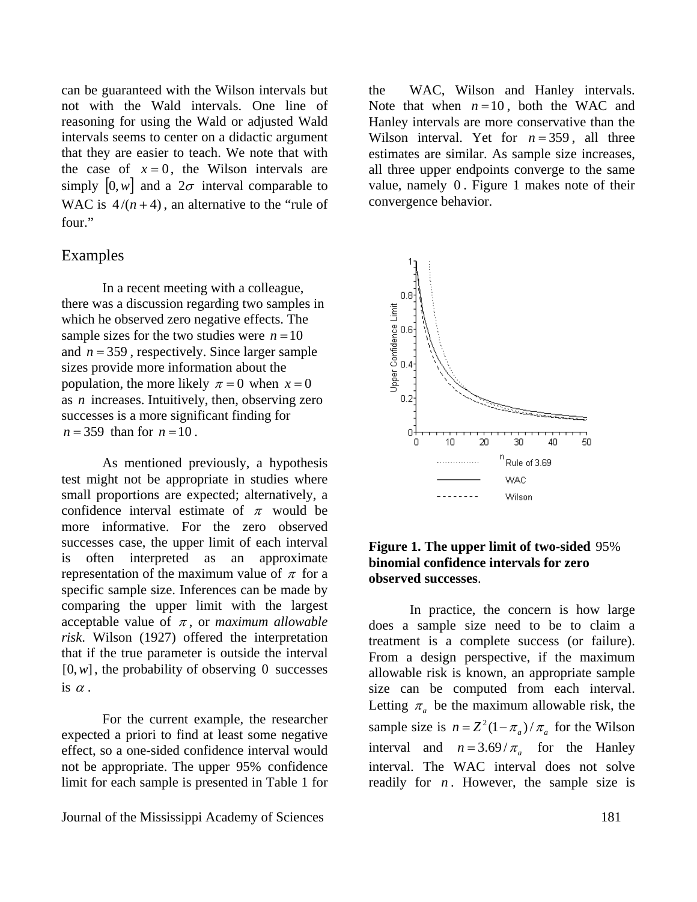can be guaranteed with the Wilson intervals but not with the Wald intervals. One line of reasoning for using the Wald or adjusted Wald intervals seems to center on a didactic argument that they are easier to teach. We note that with the case of $x = 0$, the Wilson intervals are simply $[0, w]$ and a $2\sigma$ interval comparable to WAC is $4/(n+4)$, an alternative to the "rule of four."

## Examples

In a recent meeting with a colleague, there was a discussion regarding two samples in which he observed zero negative effects. The sample sizes for the two studies were $n = 10$ and $n = 359$, respectively. Since larger sample sizes provide more information about the population, the more likely $\pi = 0$ when $x = 0$ as $n$ increases. Intuitively, then, observing zero successes is a more significant finding for $n = 359$ than for $n = 10$.

As mentioned previously, a hypothesis test might not be appropriate in studies where small proportions are expected; alternatively, a confidence interval estimate of $\pi$ would be more informative. For the zero observed successes case, the upper limit of each interval is often interpreted as an approximate representation of the maximum value of $\pi$ for a specific sample size. Inferences can be made by comparing the upper limit with the largest acceptable value of $\pi$, or *maximum allowable risk*. Wilson (1927) offered the interpretation that if the true parameter is outside the interval $[0, w]$, the probability of observing $0$ successes is $\alpha$.

For the current example, the researcher expected a priori to find at least some negative effect, so a one-sided confidence interval would not be appropriate. The upper 95% confidence limit for each sample is presented in Table 1 for the WAC, Wilson and Hanley intervals. Note that when $n = 10$, both the WAC and Hanley intervals are more conservative than the Wilson interval. Yet for $n = 359$, all three estimates are similar. As sample size increases, all three upper endpoints converge to the same value, namely $0$. Figure 1 makes note of their convergence behavior.

**Figure 1. The upper limit of two-sided 95% binomial confidence intervals for zero observed successes**.

In practice, the concern is how large does a sample size need to be to claim a treatment is a complete success (or failure). From a design perspective, if the maximum allowable risk is known, an appropriate sample size can be computed from each interval. Letting $\pi_a$ be the maximum allowable risk, the sample size is $n = Z^2(1-\pi_a)/\pi_a$ for the Wilson interval and $n = 3.69/\pi_a$ for the Hanley interval. The WAC interval does not solve readily for $n$. However, the sample size is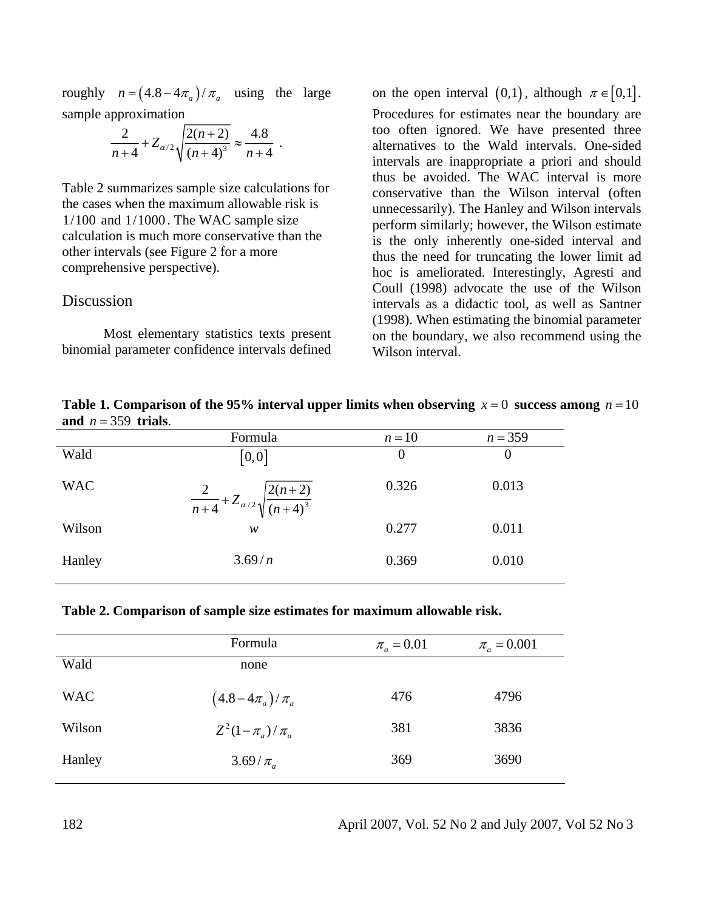roughly $n = (4.8 - 4\pi_a)/\pi_a$ using the large sample approximation

$$\frac{2}{n+4} + Z_{\alpha/2}\sqrt{\frac{2(n+2)}{(n+4)^3}} \approx \frac{4.8}{n+4} \ .$$

Table 2 summarizes sample size calculations for the cases when the maximum allowable risk is $1/100$ and $1/1000$. The WAC sample size calculation is much more conservative than the other intervals (see Figure 2 for a more comprehensive perspective).

## Discussion

Most elementary statistics texts present binomial parameter confidence intervals defined on the open interval $(0,1)$, although $\pi \in [0,1]$. Procedures for estimates near the boundary are too often ignored. We have presented three alternatives to the Wald intervals. One-sided intervals are inappropriate a priori and should thus be avoided. The WAC interval is more conservative than the Wilson interval (often unnecessarily). The Hanley and Wilson intervals perform similarly; however, the Wilson estimate is the only inherently one-sided interval and thus the need for truncating the lower limit ad hoc is ameliorated. Interestingly, Agresti and Coull (1998) advocate the use of the Wilson intervals as a didactic tool, as well as Santner (1998). When estimating the binomial parameter on the boundary, we also recommend using the Wilson interval.

**Table 1. Comparison of the 95% interval upper limits when observing $x = 0$ success among $n = 10$ and $n = 359$ trials.**

| | Formula | $n = 10$ | $n = 359$ |
|---|---|---|---|
| Wald | $[0,0]$ | 0 | 0 |
| WAC | $\frac{2}{n+4} + Z_{\alpha/2}\sqrt{\frac{2(n+2)}{(n+4)^3}}$ | 0.326 | 0.013 |
| Wilson | $w$ | 0.277 | 0.011 |
| Hanley | $3.69/n$ | 0.369 | 0.010 |

**Table 2. Comparison of sample size estimates for maximum allowable risk.**

| | Formula | $\pi_a = 0.01$ | $\pi_a = 0.001$ |
|---|---|---|---|
| Wald | none | | |
| WAC | $(4.8 - 4\pi_a)/\pi_a$ | 476 | 4796 |
| Wilson | $Z^2(1-\pi_a)/\pi_a$ | 381 | 3836 |
| Hanley | $3.69/\pi_a$ | 369 | 3690 |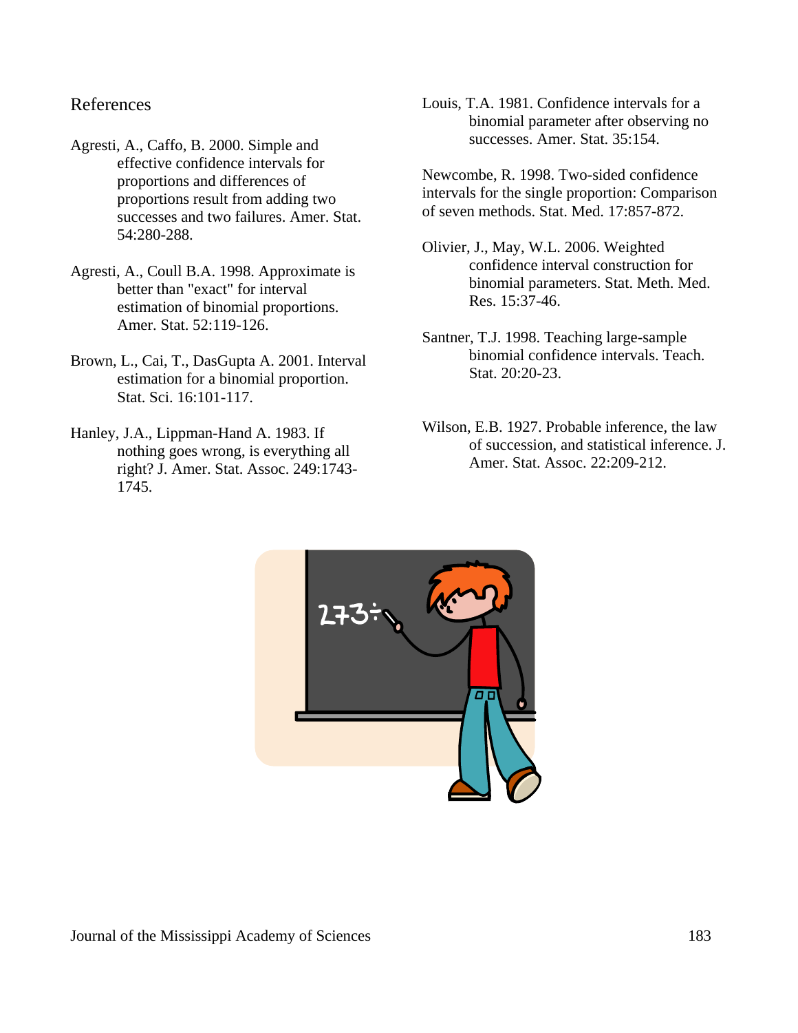## References

Agresti, A., Caffo, B. 2000. Simple and effective confidence intervals for proportions and differences of proportions result from adding two successes and two failures. Amer. Stat. 54:280-288.

Agresti, A., Coull B.A. 1998. Approximate is better than "exact" for interval estimation of binomial proportions. Amer. Stat. 52:119-126.

Brown, L., Cai, T., DasGupta A. 2001. Interval estimation for a binomial proportion. Stat. Sci. 16:101-117.

Hanley, J.A., Lippman-Hand A. 1983. If nothing goes wrong, is everything all right? J. Amer. Stat. Assoc. 249:1743-1745.

Louis, T.A. 1981. Confidence intervals for a binomial parameter after observing no successes. Amer. Stat. 35:154.

Newcombe, R. 1998. Two-sided confidence intervals for the single proportion: Comparison of seven methods. Stat. Med. 17:857-872.

Olivier, J., May, W.L. 2006. Weighted confidence interval construction for binomial parameters. Stat. Meth. Med. Res. 15:37-46.

Santner, T.J. 1998. Teaching large-sample binomial confidence intervals. Teach. Stat. 20:20-23.

Wilson, E.B. 1927. Probable inference, the law of succession, and statistical inference. J. Amer. Stat. Assoc. 22:209-212.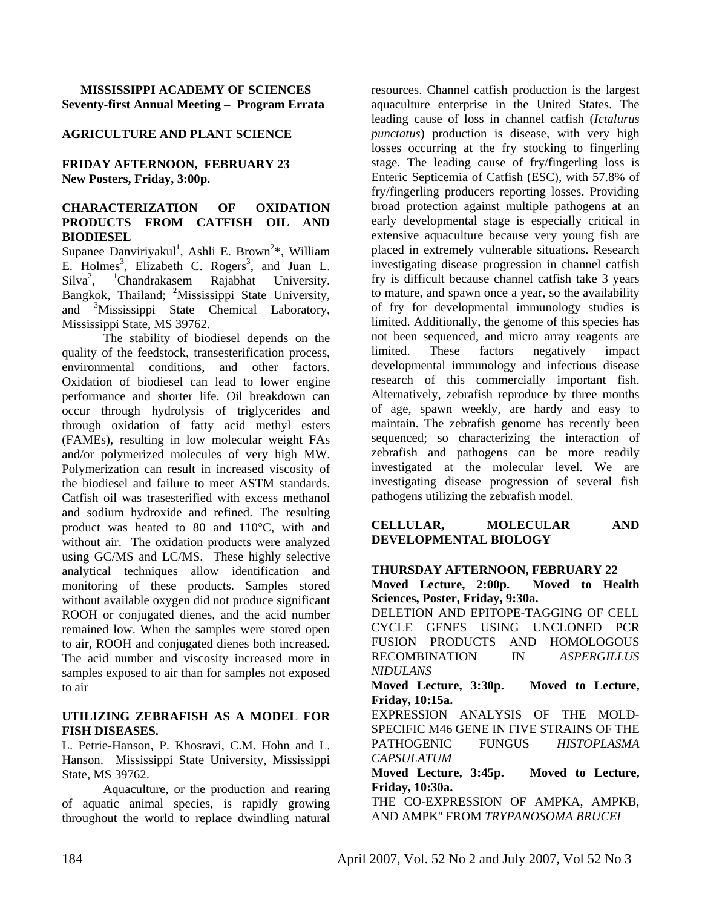**MISSISSIPPI ACADEMY OF SCIENCES**
**Seventy-first Annual Meeting – Program Errata**

## AGRICULTURE AND PLANT SCIENCE

**FRIDAY AFTERNOON, FEBRUARY 23**
**New Posters, Friday, 3:00p.**

### CHARACTERIZATION OF OXIDATION PRODUCTS FROM CATFISH OIL AND BIODIESEL

Supanee Danviriyakul[1], Ashli E. Brown[2]*, William E. Holmes[3], Elizabeth C. Rogers[3], and Juan L. Silva[2], [1]Chandrakasem Rajabhat University. Bangkok, Thailand; [2]Mississippi State University, and [3]Mississippi State Chemical Laboratory, Mississippi State, MS 39762.

The stability of biodiesel depends on the quality of the feedstock, transesterification process, environmental conditions, and other factors. Oxidation of biodiesel can lead to lower engine performance and shorter life. Oil breakdown can occur through hydrolysis of triglycerides and through oxidation of fatty acid methyl esters (FAMEs), resulting in low molecular weight FAs and/or polymerized molecules of very high MW. Polymerization can result in increased viscosity of the biodiesel and failure to meet ASTM standards. Catfish oil was trasesterified with excess methanol and sodium hydroxide and refined. The resulting product was heated to 80 and 110°C, with and without air. The oxidation products were analyzed using GC/MS and LC/MS. These highly selective analytical techniques allow identification and monitoring of these products. Samples stored without available oxygen did not produce significant ROOH or conjugated dienes, and the acid number remained low. When the samples were stored open to air, ROOH and conjugated dienes both increased. The acid number and viscosity increased more in samples exposed to air than for samples not exposed to air

### UTILIZING ZEBRAFISH AS A MODEL FOR FISH DISEASES.

L. Petrie-Hanson, P. Khosravi, C.M. Hohn and L. Hanson. Mississippi State University, Mississippi State, MS 39762.

Aquaculture, or the production and rearing of aquatic animal species, is rapidly growing throughout the world to replace dwindling natural resources. Channel catfish production is the largest aquaculture enterprise in the United States. The leading cause of loss in channel catfish (*Ictalurus punctatus*) production is disease, with very high losses occurring at the fry stocking to fingerling stage. The leading cause of fry/fingerling loss is Enteric Septicemia of Catfish (ESC), with 57.8% of fry/fingerling producers reporting losses. Providing broad protection against multiple pathogens at an early developmental stage is especially critical in extensive aquaculture because very young fish are placed in extremely vulnerable situations. Research investigating disease progression in channel catfish fry is difficult because channel catfish take 3 years to mature, and spawn once a year, so the availability of fry for developmental immunology studies is limited. Additionally, the genome of this species has not been sequenced, and micro array reagents are limited. These factors negatively impact developmental immunology and infectious disease research of this commercially important fish. Alternatively, zebrafish reproduce by three months of age, spawn weekly, are hardy and easy to maintain. The zebrafish genome has recently been sequenced; so characterizing the interaction of zebrafish and pathogens can be more readily investigated at the molecular level. We are investigating disease progression of several fish pathogens utilizing the zebrafish model.

## CELLULAR, MOLECULAR AND DEVELOPMENTAL BIOLOGY

**THURSDAY AFTERNOON, FEBRUARY 22**

**Moved Lecture, 2:00p. Moved to Health Sciences, Poster, Friday, 9:30a.**

DELETION AND EPITOPE-TAGGING OF CELL CYCLE GENES USING UNCLONED PCR FUSION PRODUCTS AND HOMOLOGOUS RECOMBINATION IN *ASPERGILLUS NIDULANS*

**Moved Lecture, 3:30p. Moved to Lecture, Friday, 10:15a.**

EXPRESSION ANALYSIS OF THE MOLD-SPECIFIC M46 GENE IN FIVE STRAINS OF THE PATHOGENIC FUNGUS *HISTOPLASMA CAPSULATUM*

**Moved Lecture, 3:45p. Moved to Lecture, Friday, 10:30a.**

THE CO-EXPRESSION OF AMPKA, AMPKB, AND AMPK" FROM *TRYPANOSOMA BRUCEI*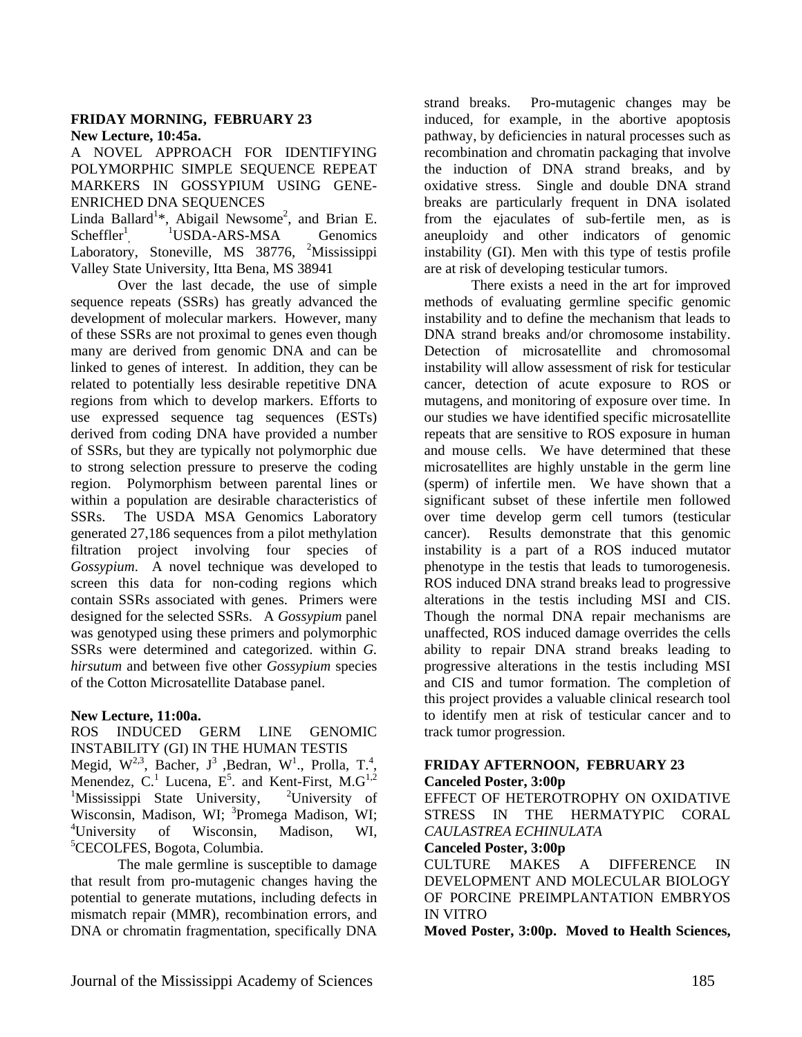**FRIDAY MORNING, FEBRUARY 23**

**New Lecture, 10:45a.**

A NOVEL APPROACH FOR IDENTIFYING POLYMORPHIC SIMPLE SEQUENCE REPEAT MARKERS IN GOSSYPIUM USING GENE-ENRICHED DNA SEQUENCES

Linda Ballard[1]*, Abigail Newsome[2], and Brian E. Scheffler[1], [1]USDA-ARS-MSA Genomics Laboratory, Stoneville, MS 38776, [2]Mississippi Valley State University, Itta Bena, MS 38941

Over the last decade, the use of simple sequence repeats (SSRs) has greatly advanced the development of molecular markers. However, many of these SSRs are not proximal to genes even though many are derived from genomic DNA and can be linked to genes of interest. In addition, they can be related to potentially less desirable repetitive DNA regions from which to develop markers. Efforts to use expressed sequence tag sequences (ESTs) derived from coding DNA have provided a number of SSRs, but they are typically not polymorphic due to strong selection pressure to preserve the coding region. Polymorphism between parental lines or within a population are desirable characteristics of SSRs. The USDA MSA Genomics Laboratory generated 27,186 sequences from a pilot methylation filtration project involving four species of *Gossypium*. A novel technique was developed to screen this data for non-coding regions which contain SSRs associated with genes. Primers were designed for the selected SSRs. A *Gossypium* panel was genotyped using these primers and polymorphic SSRs were determined and categorized. within *G. hirsutum* and between five other *Gossypium* species of the Cotton Microsatellite Database panel.

**New Lecture, 11:00a.**

ROS INDUCED GERM LINE GENOMIC INSTABILITY (GI) IN THE HUMAN TESTIS

Megid, W[2,3], Bacher, J[3] ,Bedran, W[1]., Prolla, T.[4], Menendez, C.[1] Lucena, E[5]. and Kent-First, M.G[1,2] [1]Mississippi State University, [2]University of Wisconsin, Madison, WI; [3]Promega Madison, WI; [4]University of Wisconsin, Madison, WI, [5]CECOLFES, Bogota, Columbia.

The male germline is susceptible to damage that result from pro-mutagenic changes having the potential to generate mutations, including defects in mismatch repair (MMR), recombination errors, and DNA or chromatin fragmentation, specifically DNA strand breaks. Pro-mutagenic changes may be induced, for example, in the abortive apoptosis pathway, by deficiencies in natural processes such as recombination and chromatin packaging that involve the induction of DNA strand breaks, and by oxidative stress. Single and double DNA strand breaks are particularly frequent in DNA isolated from the ejaculates of sub-fertile men, as is aneuploidy and other indicators of genomic instability (GI). Men with this type of testis profile are at risk of developing testicular tumors.

There exists a need in the art for improved methods of evaluating germline specific genomic instability and to define the mechanism that leads to DNA strand breaks and/or chromosome instability. Detection of microsatellite and chromosomal instability will allow assessment of risk for testicular cancer, detection of acute exposure to ROS or mutagens, and monitoring of exposure over time. In our studies we have identified specific microsatellite repeats that are sensitive to ROS exposure in human and mouse cells. We have determined that these microsatellites are highly unstable in the germ line (sperm) of infertile men. We have shown that a significant subset of these infertile men followed over time develop germ cell tumors (testicular cancer). Results demonstrate that this genomic instability is a part of a ROS induced mutator phenotype in the testis that leads to tumorogenesis. ROS induced DNA strand breaks lead to progressive alterations in the testis including MSI and CIS. Though the normal DNA repair mechanisms are unaffected, ROS induced damage overrides the cells ability to repair DNA strand breaks leading to progressive alterations in the testis including MSI and CIS and tumor formation. The completion of this project provides a valuable clinical research tool to identify men at risk of testicular cancer and to track tumor progression.

**FRIDAY AFTERNOON, FEBRUARY 23**

**Canceled Poster, 3:00p**

EFFECT OF HETEROTROPHY ON OXIDATIVE STRESS IN THE HERMATYPIC CORAL *CAULASTREA ECHINULATA*

**Canceled Poster, 3:00p**

CULTURE MAKES A DIFFERENCE IN DEVELOPMENT AND MOLECULAR BIOLOGY OF PORCINE PREIMPLANTATION EMBRYOS IN VITRO

**Moved Poster, 3:00p. Moved to Health Sciences,**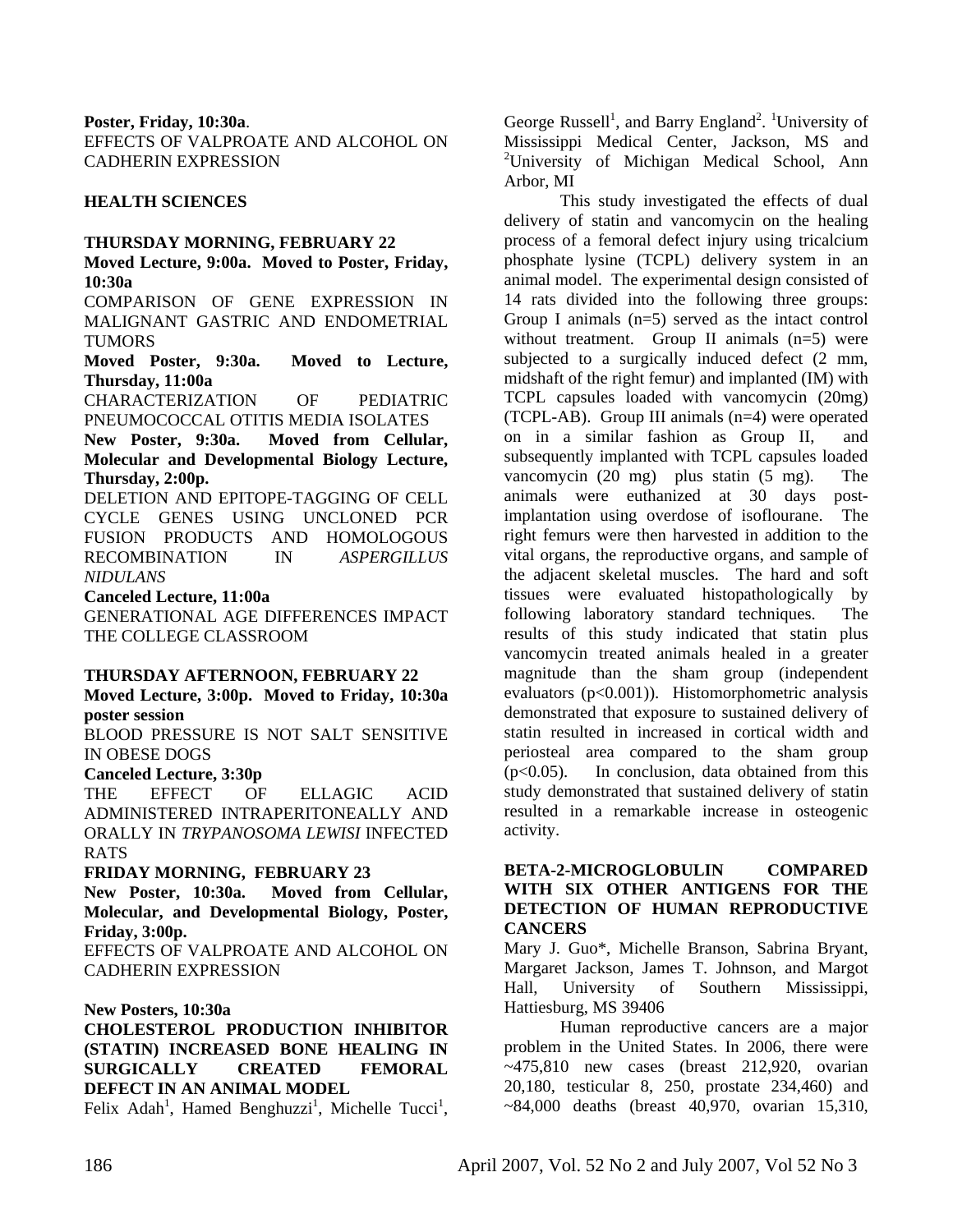**Poster, Friday, 10:30a**.
EFFECTS OF VALPROATE AND ALCOHOL ON CADHERIN EXPRESSION

## HEALTH SCIENCES

**THURSDAY MORNING, FEBRUARY 22**

**Moved Lecture, 9:00a. Moved to Poster, Friday, 10:30a**
COMPARISON OF GENE EXPRESSION IN MALIGNANT GASTRIC AND ENDOMETRIAL TUMORS

**Moved Poster, 9:30a. Moved to Lecture, Thursday, 11:00a**
CHARACTERIZATION OF PEDIATRIC PNEUMOCOCCAL OTITIS MEDIA ISOLATES

**New Poster, 9:30a. Moved from Cellular, Molecular and Developmental Biology Lecture, Thursday, 2:00p.**
DELETION AND EPITOPE-TAGGING OF CELL CYCLE GENES USING UNCLONED PCR FUSION PRODUCTS AND HOMOLOGOUS RECOMBINATION IN *ASPERGILLUS NIDULANS*

**Canceled Lecture, 11:00a**
GENERATIONAL AGE DIFFERENCES IMPACT THE COLLEGE CLASSROOM

**THURSDAY AFTERNOON, FEBRUARY 22**

**Moved Lecture, 3:00p. Moved to Friday, 10:30a poster session**
BLOOD PRESSURE IS NOT SALT SENSITIVE IN OBESE DOGS

**Canceled Lecture, 3:30p**
THE EFFECT OF ELLAGIC ACID ADMINISTERED INTRAPERITONEALLY AND ORALLY IN *TRYPANOSOMA LEWISI* INFECTED RATS

**FRIDAY MORNING, FEBRUARY 23**

**New Poster, 10:30a. Moved from Cellular, Molecular, and Developmental Biology, Poster, Friday, 3:00p.**
EFFECTS OF VALPROATE AND ALCOHOL ON CADHERIN EXPRESSION

**New Posters, 10:30a**

**CHOLESTEROL PRODUCTION INHIBITOR (STATIN) INCREASED BONE HEALING IN SURGICALLY CREATED FEMORAL DEFECT IN AN ANIMAL MODEL**

Felix Adah[1], Hamed Benghuzzi[1], Michelle Tucci[1], George Russell[1], and Barry England[2]. [1]University of Mississippi Medical Center, Jackson, MS and [2]University of Michigan Medical School, Ann Arbor, MI

This study investigated the effects of dual delivery of statin and vancomycin on the healing process of a femoral defect injury using tricalcium phosphate lysine (TCPL) delivery system in an animal model. The experimental design consisted of 14 rats divided into the following three groups: Group I animals (n=5) served as the intact control without treatment. Group II animals (n=5) were subjected to a surgically induced defect (2 mm, midshaft of the right femur) and implanted (IM) with TCPL capsules loaded with vancomycin (20mg) (TCPL-AB). Group III animals (n=4) were operated on in a similar fashion as Group II, and subsequently implanted with TCPL capsules loaded vancomycin (20 mg) plus statin (5 mg). The animals were euthanized at 30 days post-implantation using overdose of isoflourane. The right femurs were then harvested in addition to the vital organs, the reproductive organs, and sample of the adjacent skeletal muscles. The hard and soft tissues were evaluated histopathologically by following laboratory standard techniques. The results of this study indicated that statin plus vancomycin treated animals healed in a greater magnitude than the sham group (independent evaluators ($p<0.001$)). Histomorphometric analysis demonstrated that exposure to sustained delivery of statin resulted in increased in cortical width and periosteal area compared to the sham group ($p<0.05$). In conclusion, data obtained from this study demonstrated that sustained delivery of statin resulted in a remarkable increase in osteogenic activity.

**BETA-2-MICROGLOBULIN COMPARED WITH SIX OTHER ANTIGENS FOR THE DETECTION OF HUMAN REPRODUCTIVE CANCERS**

Mary J. Guo*, Michelle Branson, Sabrina Bryant, Margaret Jackson, James T. Johnson, and Margot Hall, University of Southern Mississippi, Hattiesburg, MS 39406

Human reproductive cancers are a major problem in the United States. In 2006, there were ~475,810 new cases (breast 212,920, ovarian 20,180, testicular 8, 250, prostate 234,460) and ~84,000 deaths (breast 40,970, ovarian 15,310,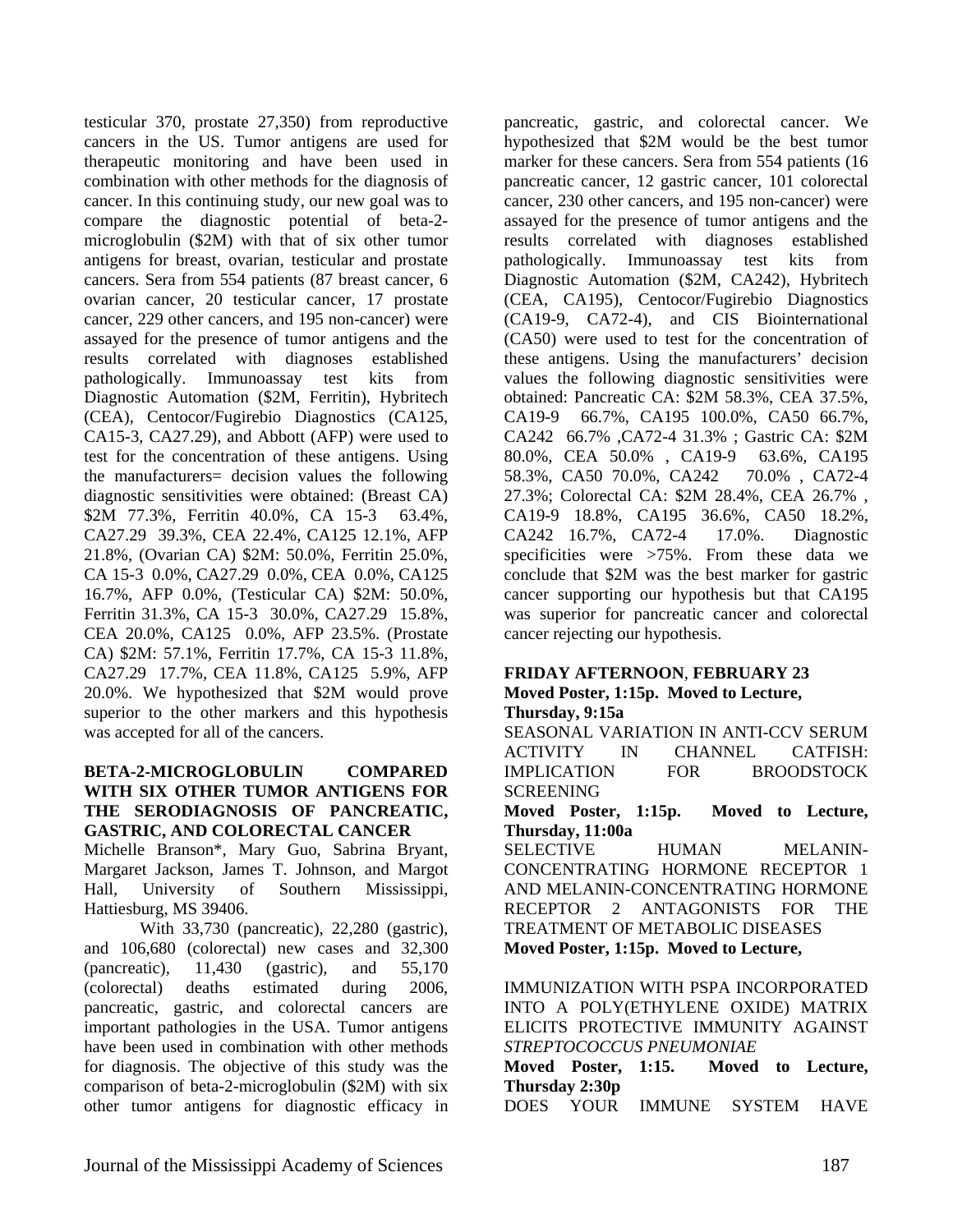testicular 370, prostate 27,350) from reproductive cancers in the US. Tumor antigens are used for therapeutic monitoring and have been used in combination with other methods for the diagnosis of cancer. In this continuing study, our new goal was to compare the diagnostic potential of beta-2-microglobulin ($2M) with that of six other tumor antigens for breast, ovarian, testicular and prostate cancers. Sera from 554 patients (87 breast cancer, 6 ovarian cancer, 20 testicular cancer, 17 prostate cancer, 229 other cancers, and 195 non-cancer) were assayed for the presence of tumor antigens and the results correlated with diagnoses established pathologically. Immunoassay test kits from Diagnostic Automation ($2M, Ferritin), Hybritech (CEA), Centocor/Fugirebio Diagnostics (CA125, CA15-3, CA27.29), and Abbott (AFP) were used to test for the concentration of these antigens. Using the manufacturers= decision values the following diagnostic sensitivities were obtained: (Breast CA) $2M 77.3%, Ferritin 40.0%, CA 15-3 63.4%, CA27.29 39.3%, CEA 22.4%, CA125 12.1%, AFP 21.8%, (Ovarian CA) $2M: 50.0%, Ferritin 25.0%, CA 15-3 0.0%, CA27.29 0.0%, CEA 0.0%, CA125 16.7%, AFP 0.0%, (Testicular CA) $2M: 50.0%, Ferritin 31.3%, CA 15-3 30.0%, CA27.29 15.8%, CEA 20.0%, CA125 0.0%, AFP 23.5%. (Prostate CA) $2M: 57.1%, Ferritin 17.7%, CA 15-3 11.8%, CA27.29 17.7%, CEA 11.8%, CA125 5.9%, AFP 20.0%. We hypothesized that $2M would prove superior to the other markers and this hypothesis was accepted for all of the cancers.

**BETA-2-MICROGLOBULIN COMPARED WITH SIX OTHER TUMOR ANTIGENS FOR THE SERODIAGNOSIS OF PANCREATIC, GASTRIC, AND COLORECTAL CANCER**

Michelle Branson*, Mary Guo, Sabrina Bryant, Margaret Jackson, James T. Johnson, and Margot Hall, University of Southern Mississippi, Hattiesburg, MS 39406.

With 33,730 (pancreatic), 22,280 (gastric), and 106,680 (colorectal) new cases and 32,300 (pancreatic), 11,430 (gastric), and 55,170 (colorectal) deaths estimated during 2006, pancreatic, gastric, and colorectal cancers are important pathologies in the USA. Tumor antigens have been used in combination with other methods for diagnosis. The objective of this study was the comparison of beta-2-microglobulin ($2M) with six other tumor antigens for diagnostic efficacy in pancreatic, gastric, and colorectal cancer. We hypothesized that $2M would be the best tumor marker for these cancers. Sera from 554 patients (16 pancreatic cancer, 12 gastric cancer, 101 colorectal cancer, 230 other cancers, and 195 non-cancer) were assayed for the presence of tumor antigens and the results correlated with diagnoses established pathologically. Immunoassay test kits from Diagnostic Automation ($2M, CA242), Hybritech (CEA, CA195), Centocor/Fugirebio Diagnostics (CA19-9, CA72-4), and CIS Biointernational (CA50) were used to test for the concentration of these antigens. Using the manufacturers' decision values the following diagnostic sensitivities were obtained: Pancreatic CA: $2M 58.3%, CEA 37.5%, CA19-9 66.7%, CA195 100.0%, CA50 66.7%, CA242 66.7% ,CA72-4 31.3% ; Gastric CA: $2M 80.0%, CEA 50.0% , CA19-9 63.6%, CA195 58.3%, CA50 70.0%, CA242 70.0% , CA72-4 27.3%; Colorectal CA: $2M 28.4%, CEA 26.7% , CA19-9 18.8%, CA195 36.6%, CA50 18.2%, CA242 16.7%, CA72-4 17.0%. Diagnostic specificities were >75%. From these data we conclude that $2M was the best marker for gastric cancer supporting our hypothesis but that CA195 was superior for pancreatic cancer and colorectal cancer rejecting our hypothesis.

**FRIDAY AFTERNOON**, **FEBRUARY 23**

**Moved Poster, 1:15p. Moved to Lecture, Thursday, 9:15a**

SEASONAL VARIATION IN ANTI-CCV SERUM ACTIVITY IN CHANNEL CATFISH: IMPLICATION FOR BROODSTOCK SCREENING

**Moved Poster, 1:15p. Moved to Lecture, Thursday, 11:00a**

SELECTIVE HUMAN MELANIN-CONCENTRATING HORMONE RECEPTOR 1 AND MELANIN-CONCENTRATING HORMONE RECEPTOR 2 ANTAGONISTS FOR THE TREATMENT OF METABOLIC DISEASES

**Moved Poster, 1:15p. Moved to Lecture,**

IMMUNIZATION WITH PSPA INCORPORATED INTO A POLY(ETHYLENE OXIDE) MATRIX ELICITS PROTECTIVE IMMUNITY AGAINST *STREPTOCOCCUS PNEUMONIAE*

**Moved Poster, 1:15. Moved to Lecture, Thursday 2:30p**

DOES YOUR IMMUNE SYSTEM HAVE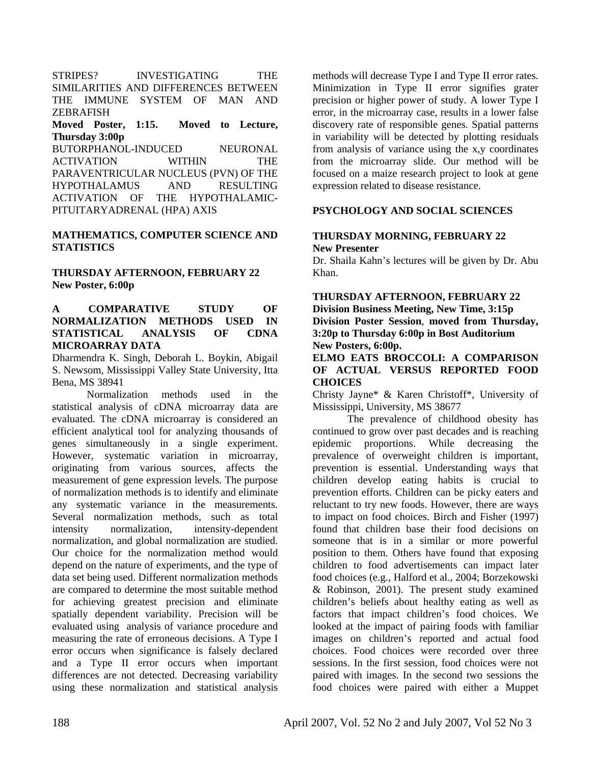STRIPES? INVESTIGATING THE SIMILARITIES AND DIFFERENCES BETWEEN THE IMMUNE SYSTEM OF MAN AND ZEBRAFISH

**Moved Poster, 1:15. Moved to Lecture, Thursday 3:00p**

BUTORPHANOL-INDUCED NEURONAL ACTIVATION WITHIN THE PARAVENTRICULAR NUCLEUS (PVN) OF THE HYPOTHALAMUS AND RESULTING ACTIVATION OF THE HYPOTHALAMIC-PITUITARYADRENAL (HPA) AXIS

## MATHEMATICS, COMPUTER SCIENCE AND STATISTICS

**THURSDAY AFTERNOON, FEBRUARY 22**
**New Poster, 6:00p**

**A COMPARATIVE STUDY OF NORMALIZATION METHODS USED IN STATISTICAL ANALYSIS OF CDNA MICROARRAY DATA**

Dharmendra K. Singh, Deborah L. Boykin, Abigail S. Newsom, Mississippi Valley State University, Itta Bena, MS 38941

Normalization methods used in the statistical analysis of cDNA microarray data are evaluated. The cDNA microarray is considered an efficient analytical tool for analyzing thousands of genes simultaneously in a single experiment. However, systematic variation in microarray, originating from various sources, affects the measurement of gene expression levels. The purpose of normalization methods is to identify and eliminate any systematic variance in the measurements. Several normalization methods, such as total intensity normalization, intensity-dependent normalization, and global normalization are studied. Our choice for the normalization method would depend on the nature of experiments, and the type of data set being used. Different normalization methods are compared to determine the most suitable method for achieving greatest precision and eliminate spatially dependent variability. Precision will be evaluated using analysis of variance procedure and measuring the rate of erroneous decisions. A Type I error occurs when significance is falsely declared and a Type II error occurs when important differences are not detected. Decreasing variability using these normalization and statistical analysis methods will decrease Type I and Type II error rates. Minimization in Type II error signifies grater precision or higher power of study. A lower Type I error, in the microarray case, results in a lower false discovery rate of responsible genes. Spatial patterns in variability will be detected by plotting residuals from analysis of variance using the x,y coordinates from the microarray slide. Our method will be focused on a maize research project to look at gene expression related to disease resistance.

## PSYCHOLOGY AND SOCIAL SCIENCES

**THURSDAY MORNING, FEBRUARY 22**
**New Presenter**

Dr. Shaila Kahn's lectures will be given by Dr. Abu Khan.

**THURSDAY AFTERNOON, FEBRUARY 22**
**Division Business Meeting, New Time, 3:15p**
**Division Poster Session**, **moved from Thursday, 3:20p to Thursday 6:00p in Bost Auditorium**
**New Posters, 6:00p.**

**ELMO EATS BROCCOLI: A COMPARISON OF ACTUAL VERSUS REPORTED FOOD CHOICES**

Christy Jayne* & Karen Christoff*, University of Mississippi, University, MS 38677

The prevalence of childhood obesity has continued to grow over past decades and is reaching epidemic proportions. While decreasing the prevalence of overweight children is important, prevention is essential. Understanding ways that children develop eating habits is crucial to prevention efforts. Children can be picky eaters and reluctant to try new foods. However, there are ways to impact on food choices. Birch and Fisher (1997) found that children base their food decisions on someone that is in a similar or more powerful position to them. Others have found that exposing children to food advertisements can impact later food choices (e.g., Halford et al., 2004; Borzekowski & Robinson, 2001). The present study examined children's beliefs about healthy eating as well as factors that impact children's food choices. We looked at the impact of pairing foods with familiar images on children's reported and actual food choices. Food choices were recorded over three sessions. In the first session, food choices were not paired with images. In the second two sessions the food choices were paired with either a Muppet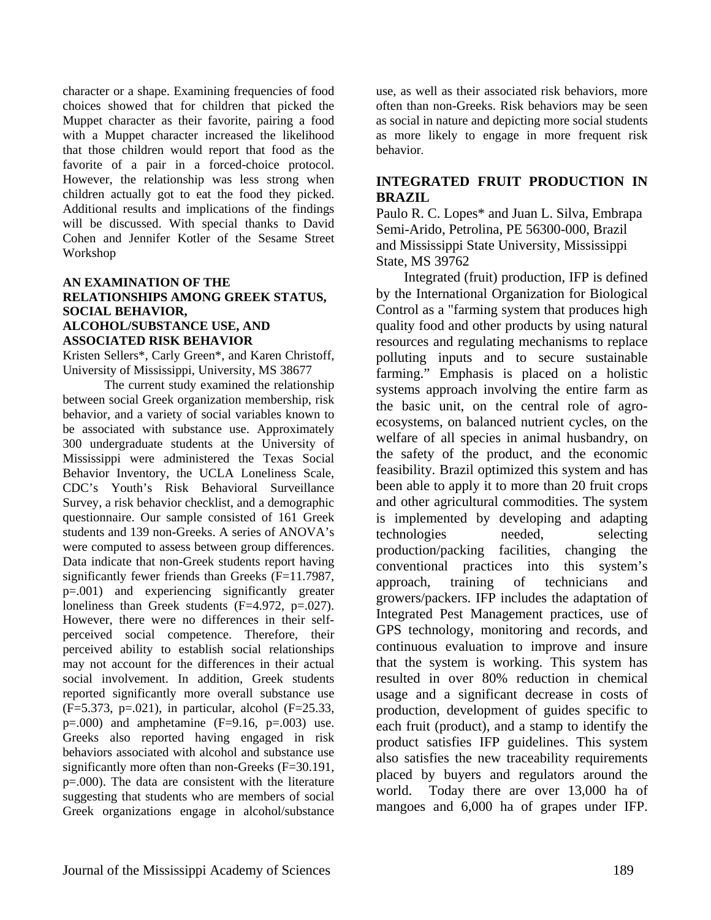character or a shape. Examining frequencies of food choices showed that for children that picked the Muppet character as their favorite, pairing a food with a Muppet character increased the likelihood that those children would report that food as the favorite of a pair in a forced-choice protocol. However, the relationship was less strong when children actually got to eat the food they picked. Additional results and implications of the findings will be discussed. With special thanks to David Cohen and Jennifer Kotler of the Sesame Street Workshop

### AN EXAMINATION OF THE RELATIONSHIPS AMONG GREEK STATUS, SOCIAL BEHAVIOR, ALCOHOL/SUBSTANCE USE, AND ASSOCIATED RISK BEHAVIOR

Kristen Sellers*, Carly Green*, and Karen Christoff, University of Mississippi, University, MS 38677

The current study examined the relationship between social Greek organization membership, risk behavior, and a variety of social variables known to be associated with substance use. Approximately 300 undergraduate students at the University of Mississippi were administered the Texas Social Behavior Inventory, the UCLA Loneliness Scale, CDC's Youth's Risk Behavioral Surveillance Survey, a risk behavior checklist, and a demographic questionnaire. Our sample consisted of 161 Greek students and 139 non-Greeks. A series of ANOVA's were computed to assess between group differences. Data indicate that non-Greek students report having significantly fewer friends than Greeks ($F=11.7987$, $p=.001$) and experiencing significantly greater loneliness than Greek students ($F=4.972$, $p=.027$). However, there were no differences in their self-perceived social competence. Therefore, their perceived ability to establish social relationships may not account for the differences in their actual social involvement. In addition, Greek students reported significantly more overall substance use ($F=5.373$, $p=.021$), in particular, alcohol ($F=25.33$, $p=.000$) and amphetamine ($F=9.16$, $p=.003$) use. Greeks also reported having engaged in risk behaviors associated with alcohol and substance use significantly more often than non-Greeks ($F=30.191$, $p=.000$). The data are consistent with the literature suggesting that students who are members of social Greek organizations engage in alcohol/substance use, as well as their associated risk behaviors, more often than non-Greeks. Risk behaviors may be seen as social in nature and depicting more social students as more likely to engage in more frequent risk behavior.

### INTEGRATED FRUIT PRODUCTION IN BRAZIL

Paulo R. C. Lopes* and Juan L. Silva, Embrapa Semi-Arido, Petrolina, PE 56300-000, Brazil and Mississippi State University, Mississippi State, MS 39762

Integrated (fruit) production, IFP is defined by the International Organization for Biological Control as a "farming system that produces high quality food and other products by using natural resources and regulating mechanisms to replace polluting inputs and to secure sustainable farming." Emphasis is placed on a holistic systems approach involving the entire farm as the basic unit, on the central role of agro-ecosystems, on balanced nutrient cycles, on the welfare of all species in animal husbandry, on the safety of the product, and the economic feasibility. Brazil optimized this system and has been able to apply it to more than 20 fruit crops and other agricultural commodities. The system is implemented by developing and adapting technologies needed, selecting production/packing facilities, changing the conventional practices into this system's approach, training of technicians and growers/packers. IFP includes the adaptation of Integrated Pest Management practices, use of GPS technology, monitoring and records, and continuous evaluation to improve and insure that the system is working. This system has resulted in over 80% reduction in chemical usage and a significant decrease in costs of production, development of guides specific to each fruit (product), and a stamp to identify the product satisfies IFP guidelines. This system also satisfies the new traceability requirements placed by buyers and regulators around the world. Today there are over 13,000 ha of mangoes and 6,000 ha of grapes under IFP.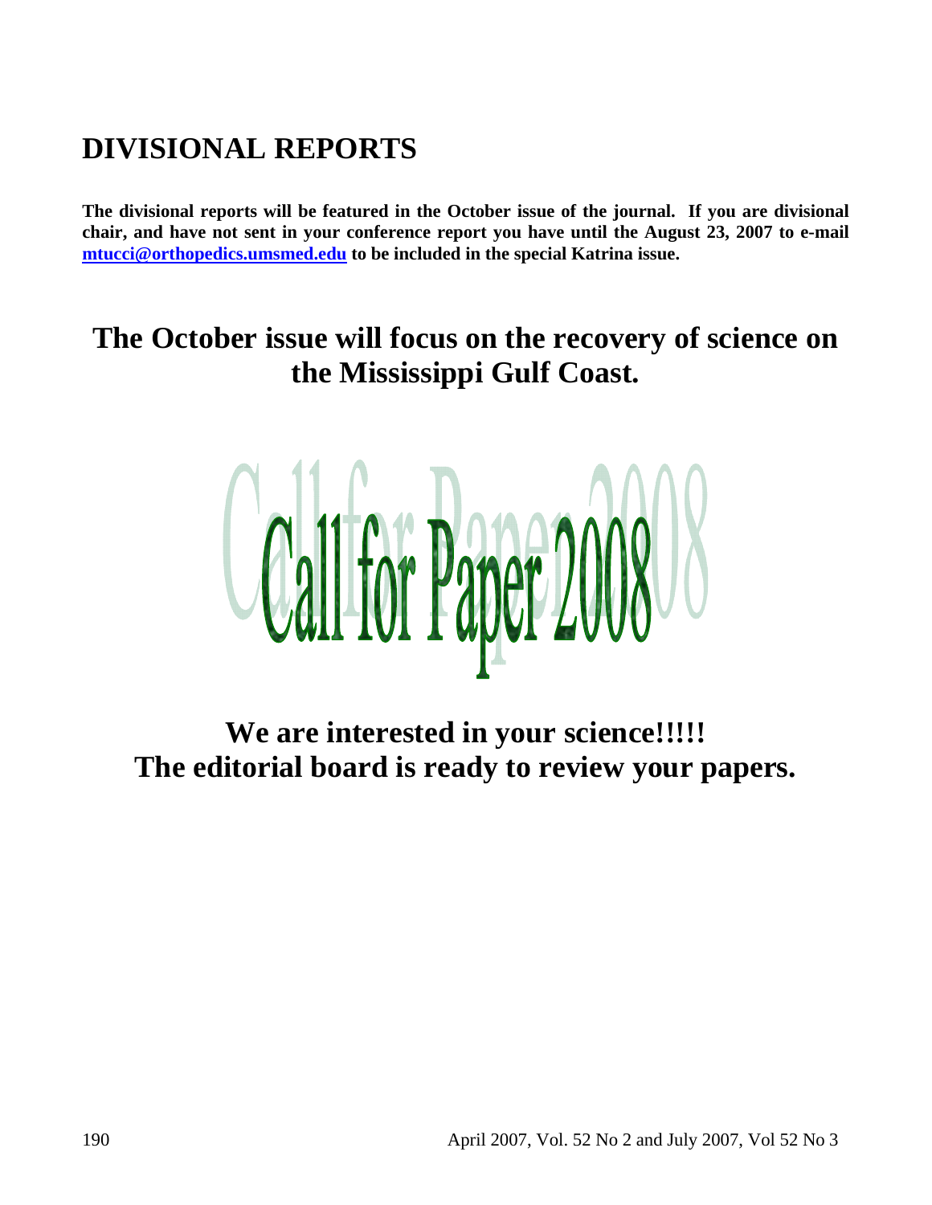# DIVISIONAL REPORTS

**The divisional reports will be featured in the October issue of the journal. If you are divisional chair, and have not sent in your conference report you have until the August 23, 2007 to e-mail mtucci@orthopedics.umsmed.edu to be included in the special Katrina issue.**

## The October issue will focus on the recovery of science on the Mississippi Gulf Coast.

# Call for Paper 2008

## We are interested in your science!!!!!
## The editorial board is ready to review your papers.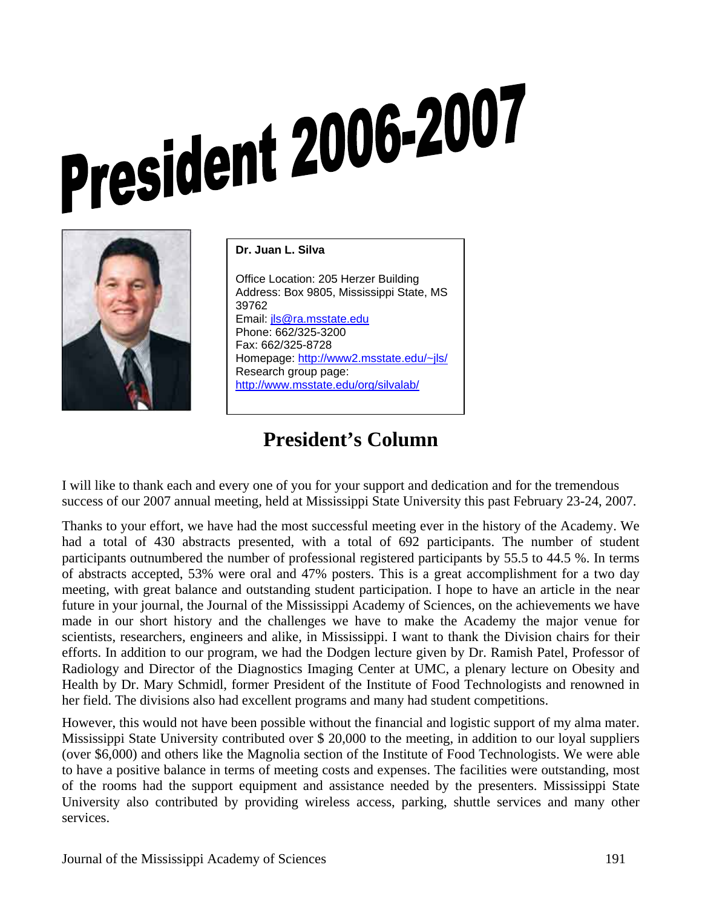# President 2006-2007

**Dr. Juan L. Silva**

Office Location: 205 Herzer Building
Address: Box 9805, Mississippi State, MS 39762
Email: jls@ra.msstate.edu
Phone: 662/325-3200
Fax: 662/325-8728
Homepage: http://www2.msstate.edu/~jls/
Research group page:
http://www.msstate.edu/org/silvalab/

## President's Column

I will like to thank each and every one of you for your support and dedication and for the tremendous success of our 2007 annual meeting, held at Mississippi State University this past February 23-24, 2007.

Thanks to your effort, we have had the most successful meeting ever in the history of the Academy. We had a total of 430 abstracts presented, with a total of 692 participants. The number of student participants outnumbered the number of professional registered participants by 55.5 to 44.5 %. In terms of abstracts accepted, 53% were oral and 47% posters. This is a great accomplishment for a two day meeting, with great balance and outstanding student participation. I hope to have an article in the near future in your journal, the Journal of the Mississippi Academy of Sciences, on the achievements we have made in our short history and the challenges we have to make the Academy the major venue for scientists, researchers, engineers and alike, in Mississippi. I want to thank the Division chairs for their efforts. In addition to our program, we had the Dodgen lecture given by Dr. Ramish Patel, Professor of Radiology and Director of the Diagnostics Imaging Center at UMC, a plenary lecture on Obesity and Health by Dr. Mary Schmidl, former President of the Institute of Food Technologists and renowned in her field. The divisions also had excellent programs and many had student competitions.

However, this would not have been possible without the financial and logistic support of my alma mater. Mississippi State University contributed over $ 20,000 to the meeting, in addition to our loyal suppliers (over $6,000) and others like the Magnolia section of the Institute of Food Technologists. We were able to have a positive balance in terms of meeting costs and expenses. The facilities were outstanding, most of the rooms had the support equipment and assistance needed by the presenters. Mississippi State University also contributed by providing wireless access, parking, shuttle services and many other services.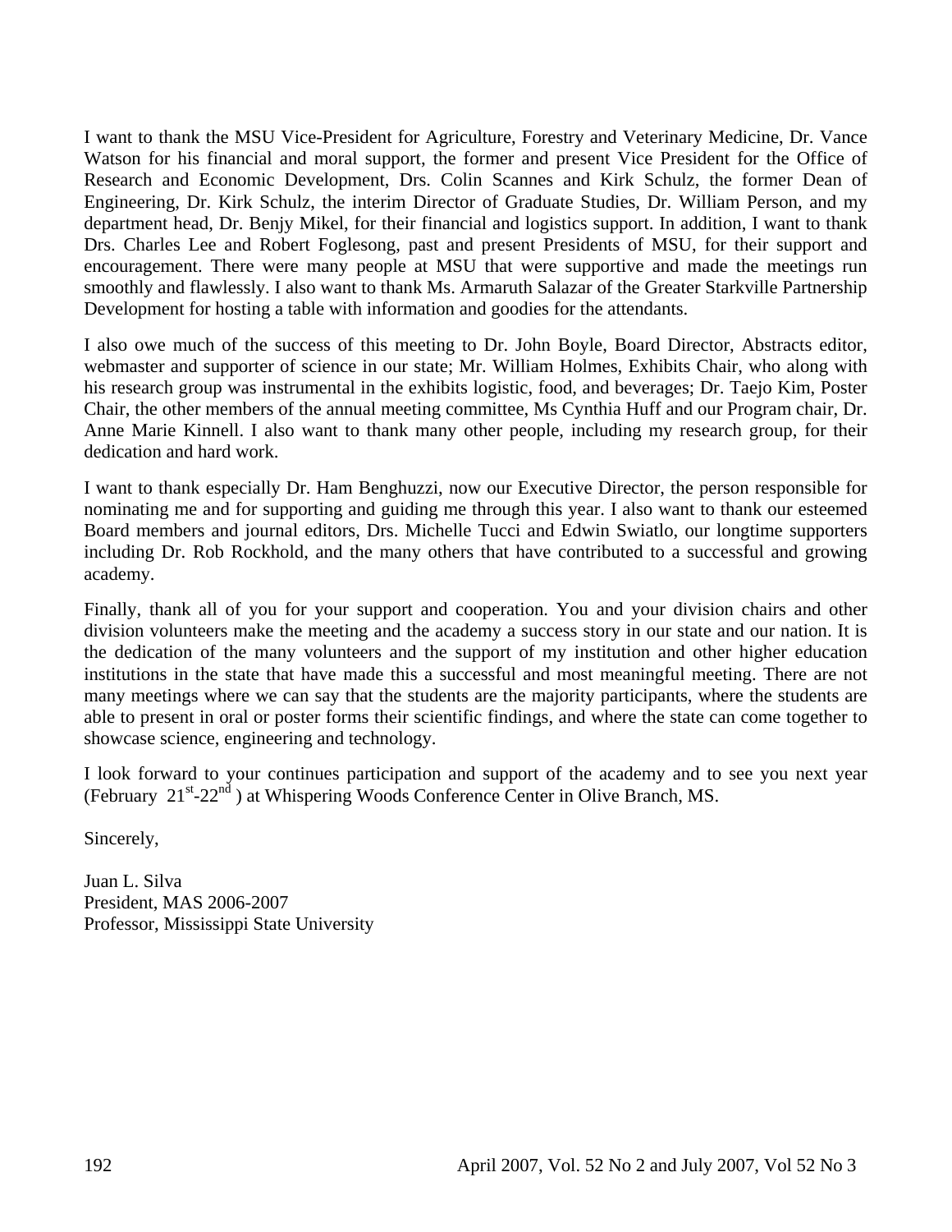I want to thank the MSU Vice-President for Agriculture, Forestry and Veterinary Medicine, Dr. Vance Watson for his financial and moral support, the former and present Vice President for the Office of Research and Economic Development, Drs. Colin Scannes and Kirk Schulz, the former Dean of Engineering, Dr. Kirk Schulz, the interim Director of Graduate Studies, Dr. William Person, and my department head, Dr. Benjy Mikel, for their financial and logistics support. In addition, I want to thank Drs. Charles Lee and Robert Foglesong, past and present Presidents of MSU, for their support and encouragement. There were many people at MSU that were supportive and made the meetings run smoothly and flawlessly. I also want to thank Ms. Armaruth Salazar of the Greater Starkville Partnership Development for hosting a table with information and goodies for the attendants.

I also owe much of the success of this meeting to Dr. John Boyle, Board Director, Abstracts editor, webmaster and supporter of science in our state; Mr. William Holmes, Exhibits Chair, who along with his research group was instrumental in the exhibits logistic, food, and beverages; Dr. Taejo Kim, Poster Chair, the other members of the annual meeting committee, Ms Cynthia Huff and our Program chair, Dr. Anne Marie Kinnell. I also want to thank many other people, including my research group, for their dedication and hard work.

I want to thank especially Dr. Ham Benghuzzi, now our Executive Director, the person responsible for nominating me and for supporting and guiding me through this year. I also want to thank our esteemed Board members and journal editors, Drs. Michelle Tucci and Edwin Swiatlo, our longtime supporters including Dr. Rob Rockhold, and the many others that have contributed to a successful and growing academy.

Finally, thank all of you for your support and cooperation. You and your division chairs and other division volunteers make the meeting and the academy a success story in our state and our nation. It is the dedication of the many volunteers and the support of my institution and other higher education institutions in the state that have made this a successful and most meaningful meeting. There are not many meetings where we can say that the students are the majority participants, where the students are able to present in oral or poster forms their scientific findings, and where the state can come together to showcase science, engineering and technology.

I look forward to your continues participation and support of the academy and to see you next year (February 21st-22nd ) at Whispering Woods Conference Center in Olive Branch, MS.

Sincerely,

Juan L. Silva
President, MAS 2006-2007
Professor, Mississippi State University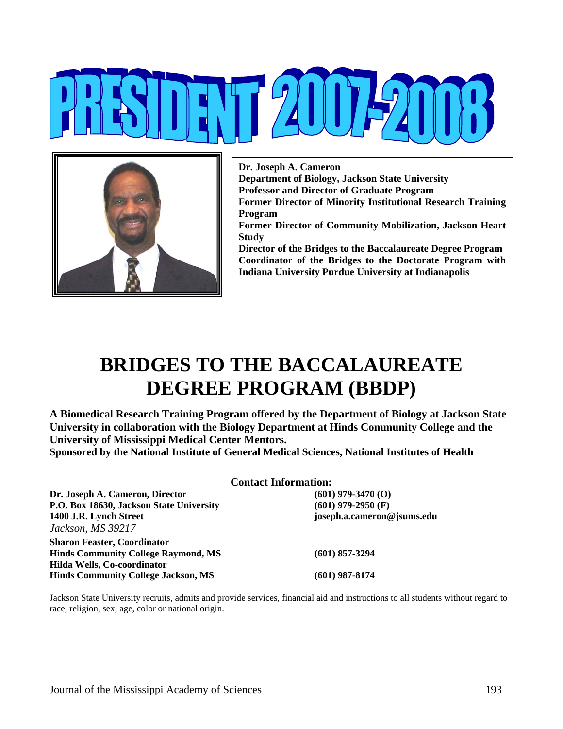# PRESIDENT 2007-2008

**Dr. Joseph A. Cameron**
**Department of Biology, Jackson State University**
**Professor and Director of Graduate Program**
**Former Director of Minority Institutional Research Training Program**
**Former Director of Community Mobilization, Jackson Heart Study**
**Director of the Bridges to the Baccalaureate Degree Program**
**Coordinator of the Bridges to the Doctorate Program with Indiana University Purdue University at Indianapolis**

# BRIDGES TO THE BACCALAUREATE DEGREE PROGRAM (BBDP)

**A Biomedical Research Training Program offered by the Department of Biology at Jackson State University in collaboration with the Biology Department at Hinds Community College and the University of Mississippi Medical Center Mentors.**
**Sponsored by the National Institute of General Medical Sciences, National Institutes of Health**

**Contact Information:**

**Dr. Joseph A. Cameron, Director**
**P.O. Box 18630, Jackson State University**
**1400 J.R. Lynch Street**
*Jackson, MS 39217*

**(601) 979-3470 (O)**
**(601) 979-2950 (F)**
**joseph.a.cameron@jsums.edu**

**Sharon Feaster, Coordinator**
**Hinds Community College Raymond, MS** **(601) 857-3294**

**Hilda Wells, Co-coordinator**
**Hinds Community College Jackson, MS** **(601) 987-8174**

Jackson State University recruits, admits and provide services, financial aid and instructions to all students without regard to race, religion, sex, age, color or national origin.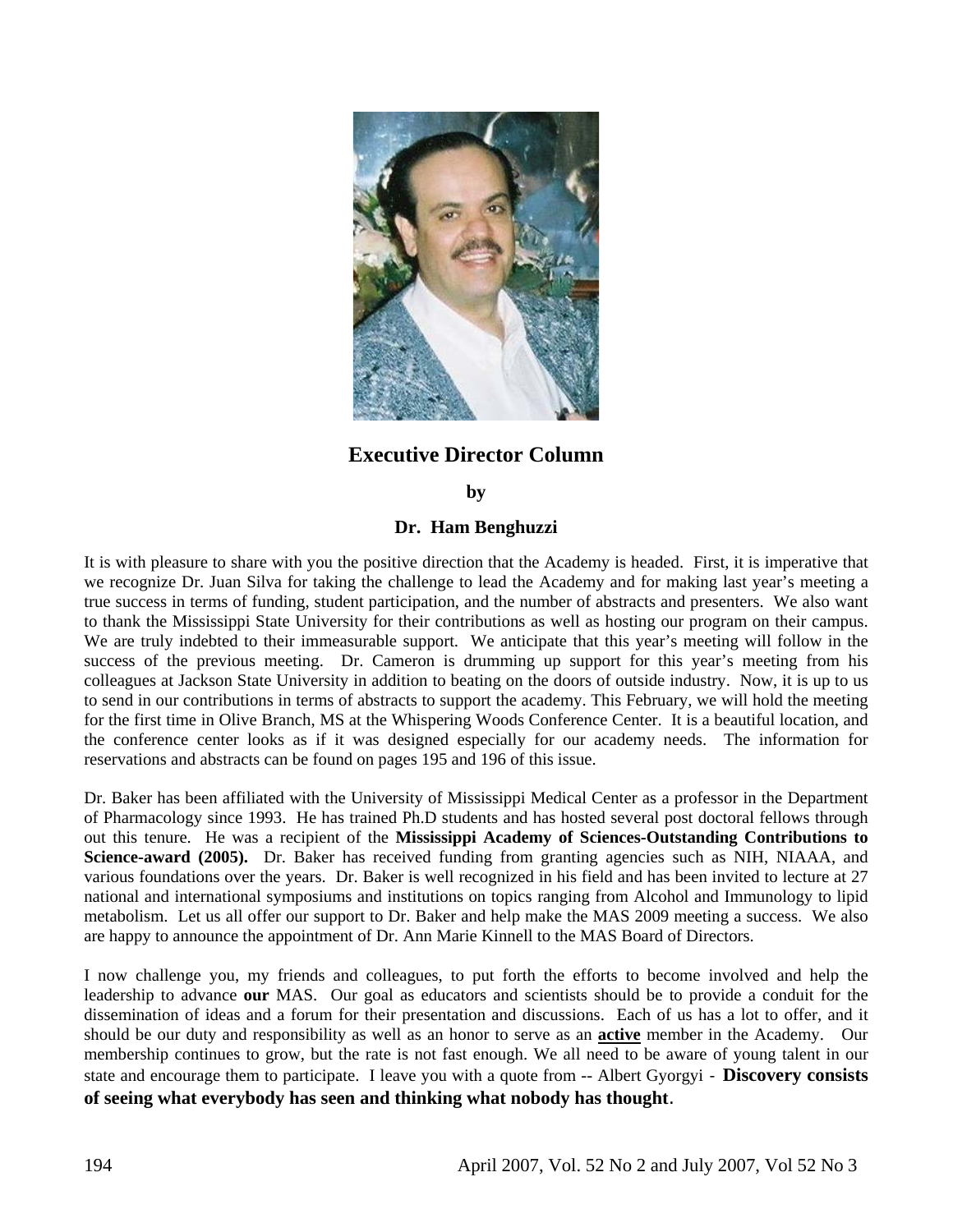## Executive Director Column

**by**

**Dr. Ham Benghuzzi**

It is with pleasure to share with you the positive direction that the Academy is headed. First, it is imperative that we recognize Dr. Juan Silva for taking the challenge to lead the Academy and for making last year's meeting a true success in terms of funding, student participation, and the number of abstracts and presenters. We also want to thank the Mississippi State University for their contributions as well as hosting our program on their campus. We are truly indebted to their immeasurable support. We anticipate that this year's meeting will follow in the success of the previous meeting. Dr. Cameron is drumming up support for this year's meeting from his colleagues at Jackson State University in addition to beating on the doors of outside industry. Now, it is up to us to send in our contributions in terms of abstracts to support the academy. This February, we will hold the meeting for the first time in Olive Branch, MS at the Whispering Woods Conference Center. It is a beautiful location, and the conference center looks as if it was designed especially for our academy needs. The information for reservations and abstracts can be found on pages 195 and 196 of this issue.

Dr. Baker has been affiliated with the University of Mississippi Medical Center as a professor in the Department of Pharmacology since 1993. He has trained Ph.D students and has hosted several post doctoral fellows through out this tenure. He was a recipient of the **Mississippi Academy of Sciences-Outstanding Contributions to Science-award (2005).** Dr. Baker has received funding from granting agencies such as NIH, NIAAA, and various foundations over the years. Dr. Baker is well recognized in his field and has been invited to lecture at 27 national and international symposiums and institutions on topics ranging from Alcohol and Immunology to lipid metabolism. Let us all offer our support to Dr. Baker and help make the MAS 2009 meeting a success. We also are happy to announce the appointment of Dr. Ann Marie Kinnell to the MAS Board of Directors.

I now challenge you, my friends and colleagues, to put forth the efforts to become involved and help the leadership to advance **our** MAS. Our goal as educators and scientists should be to provide a conduit for the dissemination of ideas and a forum for their presentation and discussions. Each of us has a lot to offer, and it should be our duty and responsibility as well as an honor to serve as an **active** member in the Academy. Our membership continues to grow, but the rate is not fast enough. We all need to be aware of young talent in our state and encourage them to participate. I leave you with a quote from -- Albert Gyorgyi - **Discovery consists of seeing what everybody has seen and thinking what nobody has thought**.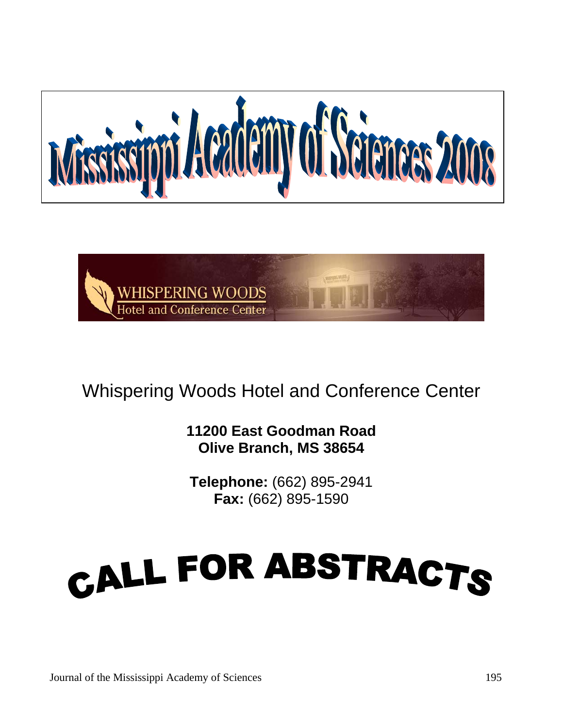# Mississippi Academy of Sciences 2008

WHISPERING WOODS
Hotel and Conference Center

Whispering Woods Hotel and Conference Center

**11200 East Goodman Road**
**Olive Branch, MS 38654**

**Telephone:** (662) 895-2941
**Fax:** (662) 895-1590

# CALL FOR ABSTRACTS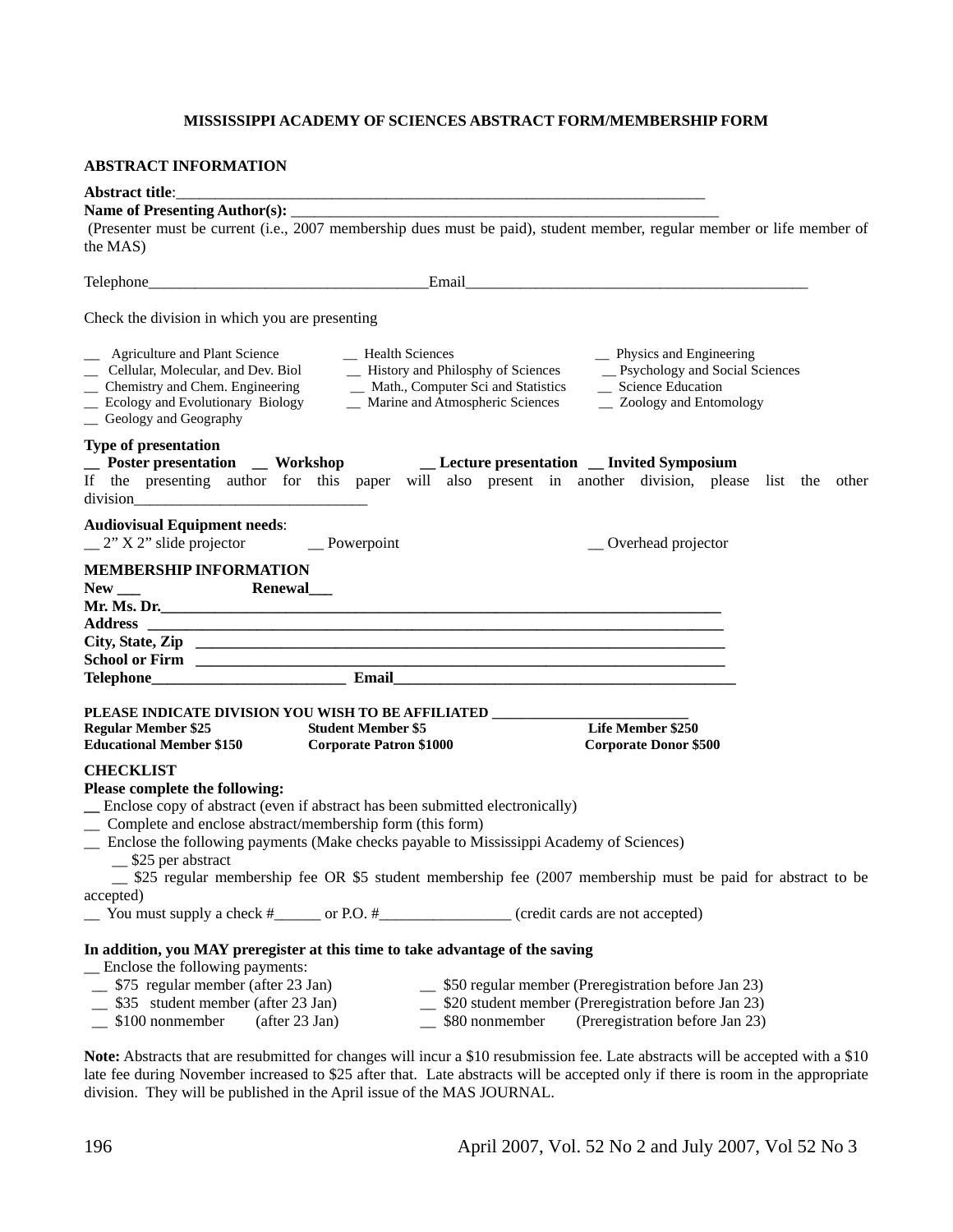## MISSISSIPPI ACADEMY OF SCIENCES ABSTRACT FORM/MEMBERSHIP FORM

### ABSTRACT INFORMATION

**Abstract title**:_______________________________________________________________________

**Name of Presenting Author(s):** _______________________________________________________

(Presenter must be current (i.e., 2007 membership dues must be paid), student member, regular member or life member of the MAS)

Telephone___________________________________Email_____________________________________________

Check the division in which you are presenting

__ Agriculture and Plant Science
__ Cellular, Molecular, and Dev. Biol
__ Chemistry and Chem. Engineering
__ Ecology and Evolutionary Biology
__ Geology and Geography
__ Health Sciences
__ History and Philosphy of Sciences
__ Math., Computer Sci and Statistics
__ Marine and Atmospheric Sciences
__ Physics and Engineering
__ Psychology and Social Sciences
__ Science Education
__ Zoology and Entomology

**Type of presentation**

**__ Poster presentation __ Workshop __ Lecture presentation __ Invited Symposium**

If the presenting author for this paper will also present in another division, please list the other division______________________________

**Audiovisual Equipment needs**:

__ 2" X 2" slide projector __ Powerpoint __ Overhead projector

### MEMBERSHIP INFORMATION

**New ___ Renewal___**

**Mr. Ms. Dr.**_____________________________________________________________________________

**Address** ________________________________________________________________________________

**City, State, Zip** ____________________________________________________________________

**School or Firm** ______________________________________________________________________

**Telephone**_________________________ **Email**___________________________________________

**PLEASE INDICATE DIVISION YOU WISH TO BE AFFILIATED** ___________________________

**Regular Member $25** **Student Member $5** **Life Member $250**

**Educational Member $150** **Corporate Patron $1000** **Corporate Donor $500**

### CHECKLIST

**Please complete the following:**

__ Enclose copy of abstract (even if abstract has been submitted electronically)

__ Complete and enclose abstract/membership form (this form)

__ Enclose the following payments (Make checks payable to Mississippi Academy of Sciences)

  __ $25 per abstract

  __ $25 regular membership fee OR $5 student membership fee (2007 membership must be paid for abstract to be accepted)

__ You must supply a check #______ or P.O. #_________________ (credit cards are not accepted)

**In addition, you MAY preregister at this time to take advantage of the saving**

__ Enclose the following payments:

__ $75 regular member (after 23 Jan) __ $50 regular member (Preregistration before Jan 23)

__ $35 student member (after 23 Jan) __ $20 student member (Preregistration before Jan 23)

__ $100 nonmember (after 23 Jan) __ $80 nonmember (Preregistration before Jan 23)

**Note:** Abstracts that are resubmitted for changes will incur a $10 resubmission fee. Late abstracts will be accepted with a $10 late fee during November increased to $25 after that. Late abstracts will be accepted only if there is room in the appropriate division. They will be published in the April issue of the MAS JOURNAL.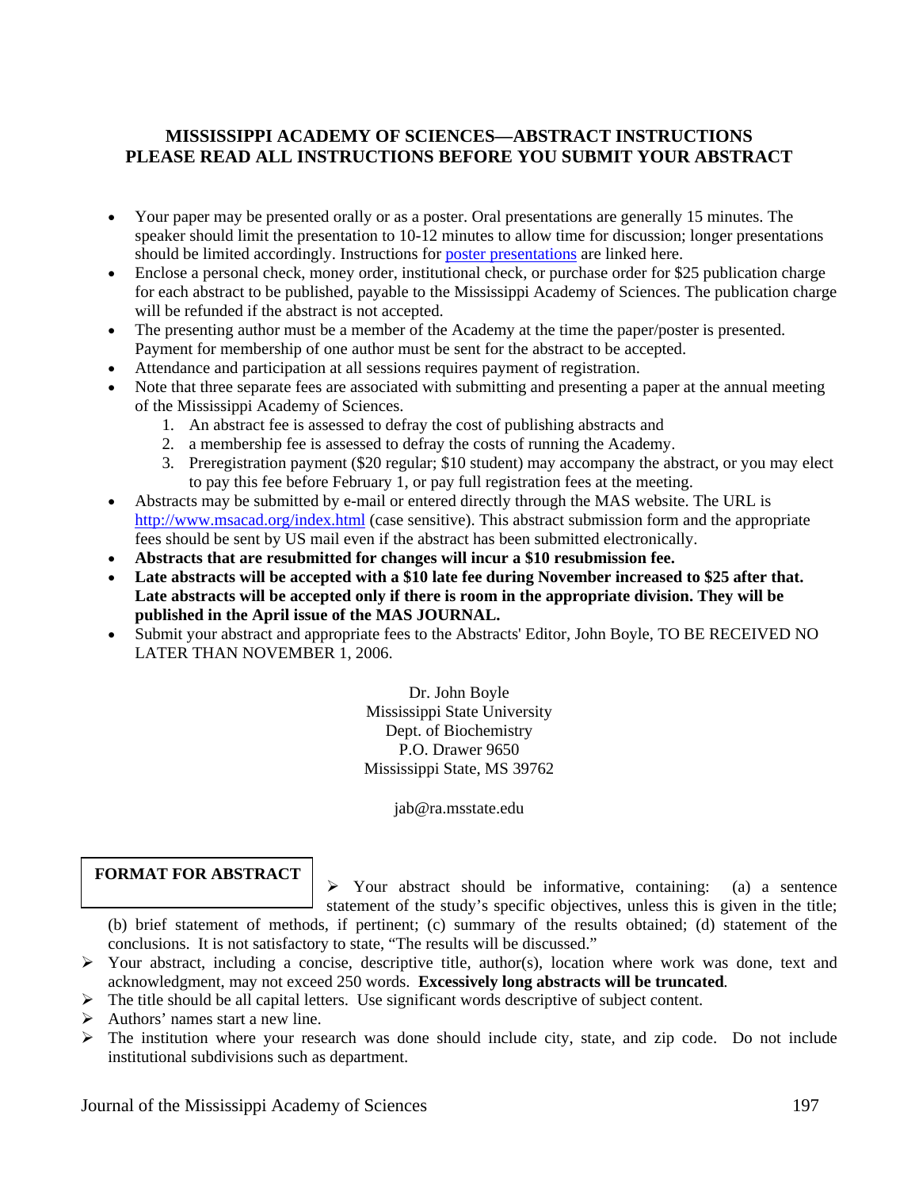## MISSISSIPPI ACADEMY OF SCIENCES—ABSTRACT INSTRUCTIONS
## PLEASE READ ALL INSTRUCTIONS BEFORE YOU SUBMIT YOUR ABSTRACT

- Your paper may be presented orally or as a poster. Oral presentations are generally 15 minutes. The speaker should limit the presentation to 10-12 minutes to allow time for discussion; longer presentations should be limited accordingly. Instructions for poster presentations are linked here.
- Enclose a personal check, money order, institutional check, or purchase order for $25 publication charge for each abstract to be published, payable to the Mississippi Academy of Sciences. The publication charge will be refunded if the abstract is not accepted.
- The presenting author must be a member of the Academy at the time the paper/poster is presented. Payment for membership of one author must be sent for the abstract to be accepted.
- Attendance and participation at all sessions requires payment of registration.
- Note that three separate fees are associated with submitting and presenting a paper at the annual meeting of the Mississippi Academy of Sciences.
    1. An abstract fee is assessed to defray the cost of publishing abstracts and
    2. a membership fee is assessed to defray the costs of running the Academy.
    3. Preregistration payment ($20 regular; $10 student) may accompany the abstract, or you may elect to pay this fee before February 1, or pay full registration fees at the meeting.
- Abstracts may be submitted by e-mail or entered directly through the MAS website. The URL is http://www.msacad.org/index.html (case sensitive). This abstract submission form and the appropriate fees should be sent by US mail even if the abstract has been submitted electronically.
- **Abstracts that are resubmitted for changes will incur a $10 resubmission fee.**
- **Late abstracts will be accepted with a $10 late fee during November increased to $25 after that. Late abstracts will be accepted only if there is room in the appropriate division. They will be published in the April issue of the MAS JOURNAL.**
- Submit your abstract and appropriate fees to the Abstracts' Editor, John Boyle, TO BE RECEIVED NO LATER THAN NOVEMBER 1, 2006.

Dr. John Boyle
Mississippi State University
Dept. of Biochemistry
P.O. Drawer 9650
Mississippi State, MS 39762

jab@ra.msstate.edu

**FORMAT FOR ABSTRACT**

- Your abstract should be informative, containing: (a) a sentence statement of the study's specific objectives, unless this is given in the title; (b) brief statement of methods, if pertinent; (c) summary of the results obtained; (d) statement of the conclusions. It is not satisfactory to state, "The results will be discussed."
- Your abstract, including a concise, descriptive title, author(s), location where work was done, text and acknowledgment, may not exceed 250 words. **Excessively long abstracts will be truncated**.
- The title should be all capital letters. Use significant words descriptive of subject content.
- Authors' names start a new line.
- The institution where your research was done should include city, state, and zip code. Do not include institutional subdivisions such as department.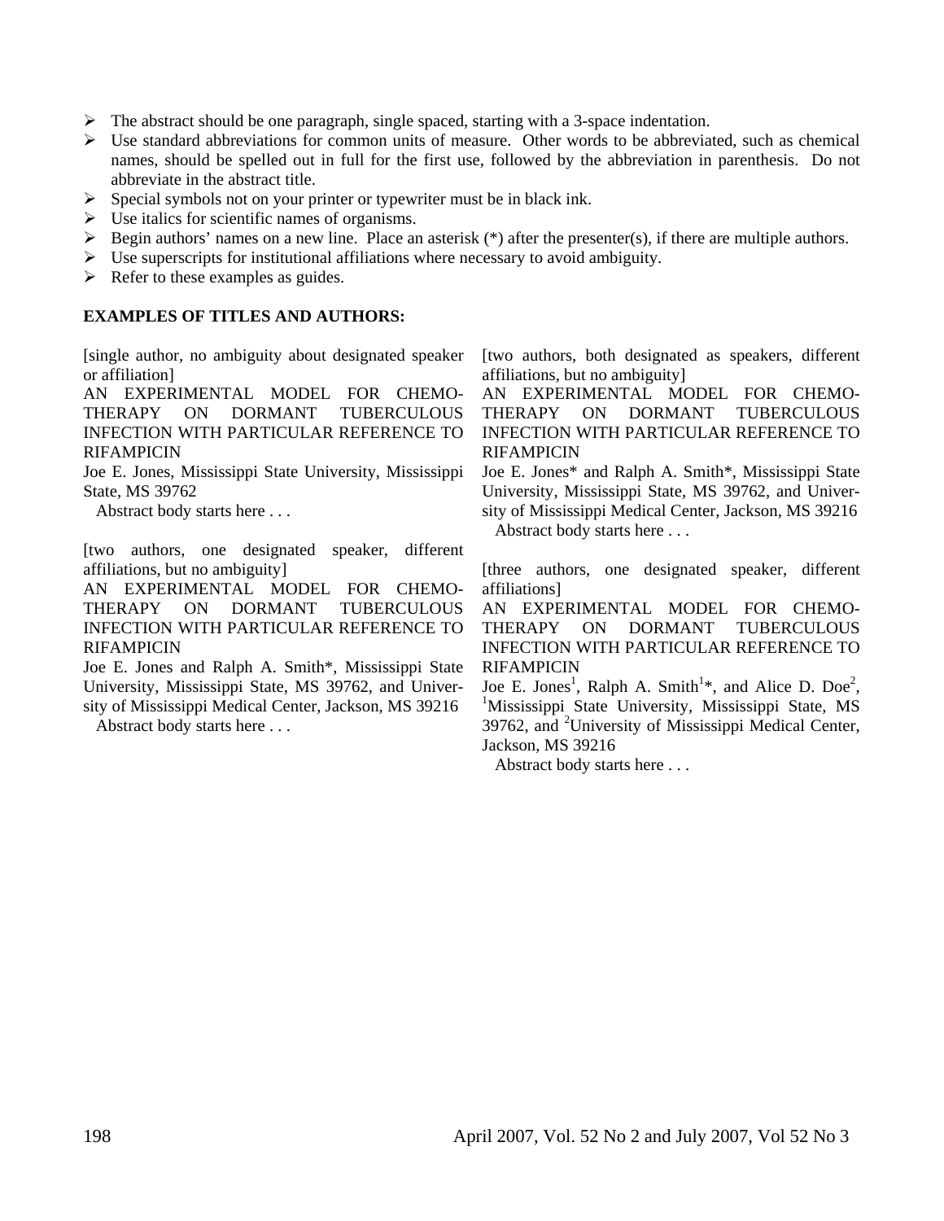- The abstract should be one paragraph, single spaced, starting with a 3-space indentation.
- Use standard abbreviations for common units of measure. Other words to be abbreviated, such as chemical names, should be spelled out in full for the first use, followed by the abbreviation in parenthesis. Do not abbreviate in the abstract title.
- Special symbols not on your printer or typewriter must be in black ink.
- Use italics for scientific names of organisms.
- Begin authors' names on a new line. Place an asterisk (*) after the presenter(s), if there are multiple authors.
- Use superscripts for institutional affiliations where necessary to avoid ambiguity.
- Refer to these examples as guides.

**EXAMPLES OF TITLES AND AUTHORS:**

[single author, no ambiguity about designated speaker or affiliation]

AN EXPERIMENTAL MODEL FOR CHEMOTHERAPY ON DORMANT TUBERCULOUS INFECTION WITH PARTICULAR REFERENCE TO RIFAMPICIN

Joe E. Jones, Mississippi State University, Mississippi State, MS 39762

   Abstract body starts here . . .

[two authors, one designated speaker, different affiliations, but no ambiguity]

AN EXPERIMENTAL MODEL FOR CHEMOTHERAPY ON DORMANT TUBERCULOUS INFECTION WITH PARTICULAR REFERENCE TO RIFAMPICIN

Joe E. Jones and Ralph A. Smith*, Mississippi State University, Mississippi State, MS 39762, and University of Mississippi Medical Center, Jackson, MS 39216

   Abstract body starts here . . .

[two authors, both designated as speakers, different affiliations, but no ambiguity]

AN EXPERIMENTAL MODEL FOR CHEMOTHERAPY ON DORMANT TUBERCULOUS INFECTION WITH PARTICULAR REFERENCE TO RIFAMPICIN

Joe E. Jones* and Ralph A. Smith*, Mississippi State University, Mississippi State, MS 39762, and University of Mississippi Medical Center, Jackson, MS 39216

   Abstract body starts here . . .

[three authors, one designated speaker, different affiliations]

AN EXPERIMENTAL MODEL FOR CHEMOTHERAPY ON DORMANT TUBERCULOUS INFECTION WITH PARTICULAR REFERENCE TO RIFAMPICIN

Joe E. Jones[1], Ralph A. Smith[1]*, and Alice D. Doe[2], [1]Mississippi State University, Mississippi State, MS 39762, and [2]University of Mississippi Medical Center, Jackson, MS 39216

   Abstract body starts here . . .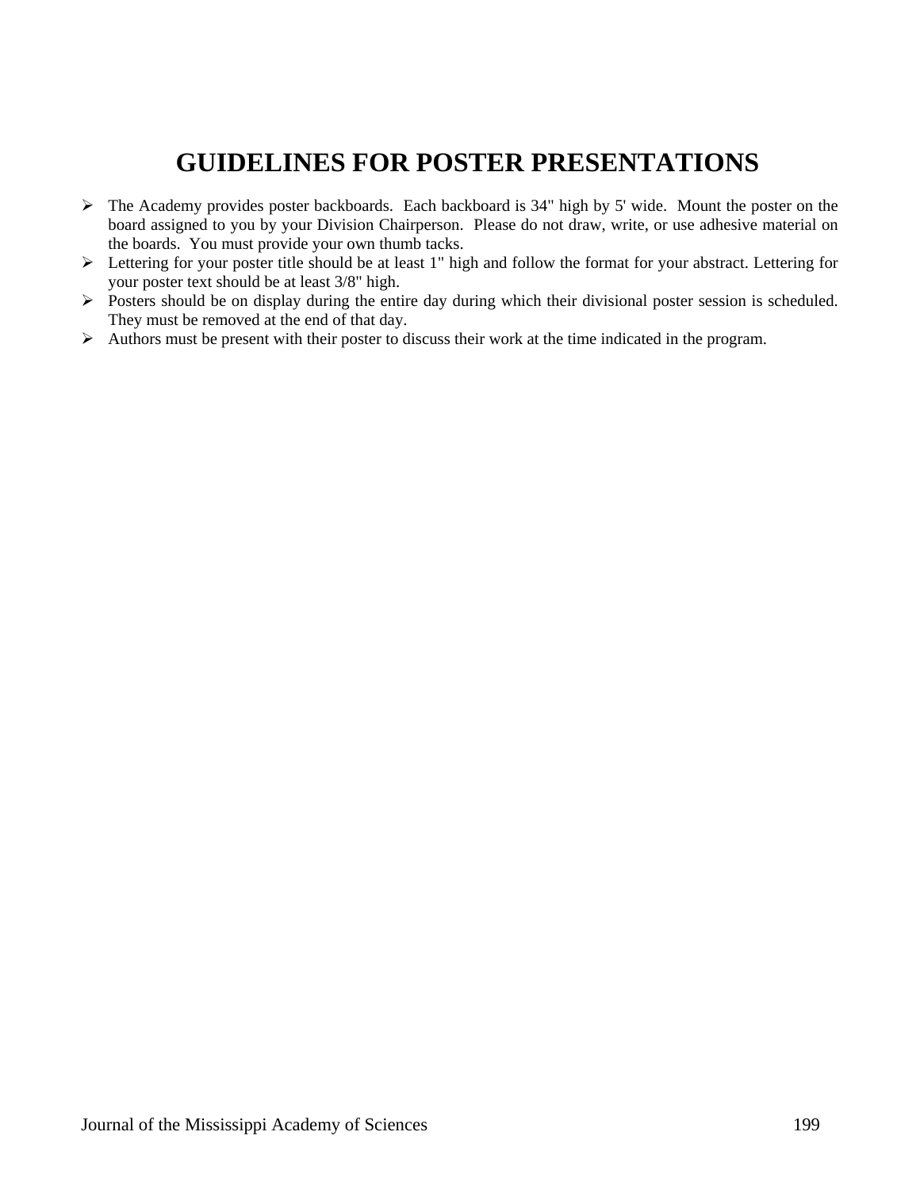# GUIDELINES FOR POSTER PRESENTATIONS

- The Academy provides poster backboards. Each backboard is 34" high by 5' wide. Mount the poster on the board assigned to you by your Division Chairperson. Please do not draw, write, or use adhesive material on the boards. You must provide your own thumb tacks.
- Lettering for your poster title should be at least 1" high and follow the format for your abstract. Lettering for your poster text should be at least 3/8" high.
- Posters should be on display during the entire day during which their divisional poster session is scheduled. They must be removed at the end of that day.
- Authors must be present with their poster to discuss their work at the time indicated in the program.